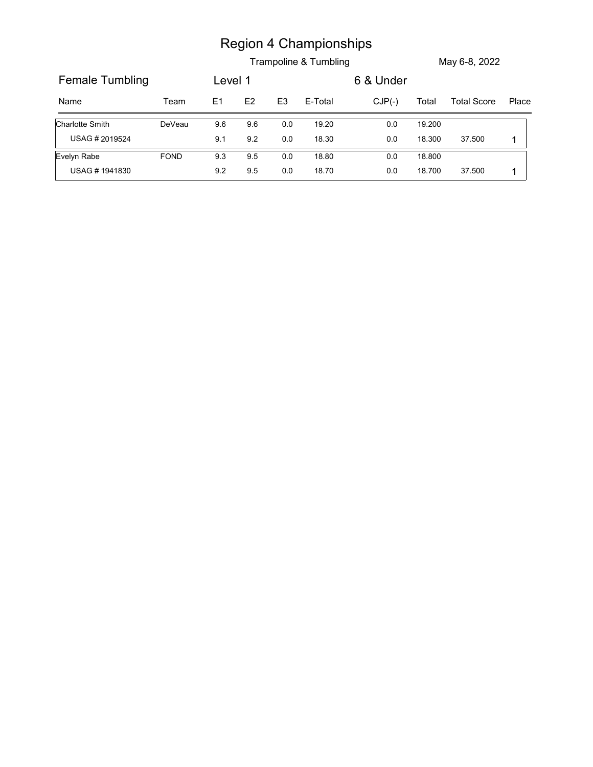# Region 4 Championships

Trampoline & Tumbling

May 6-8, 2022

## Female Tumbling

Level 1

6 & Under

| Name | Team | E1 | E2 | E3 | E-Total | CJP(-) | Total | Total Score | Place |
|---|---|---|---|---|---|---|---|---|---|
| Charlotte Smith | DeVeau | 9.6 | 9.6 | 0.0 | 19.20 | 0.0 | 19.200 | | |
| USAG # 2019524 | | 9.1 | 9.2 | 0.0 | 18.30 | 0.0 | 18.300 | 37.500 | 1 |
| Evelyn Rabe | FOND | 9.3 | 9.5 | 0.0 | 18.80 | 0.0 | 18.800 | | |
| USAG # 1941830 | | 9.2 | 9.5 | 0.0 | 18.70 | 0.0 | 18.700 | 37.500 | 1 |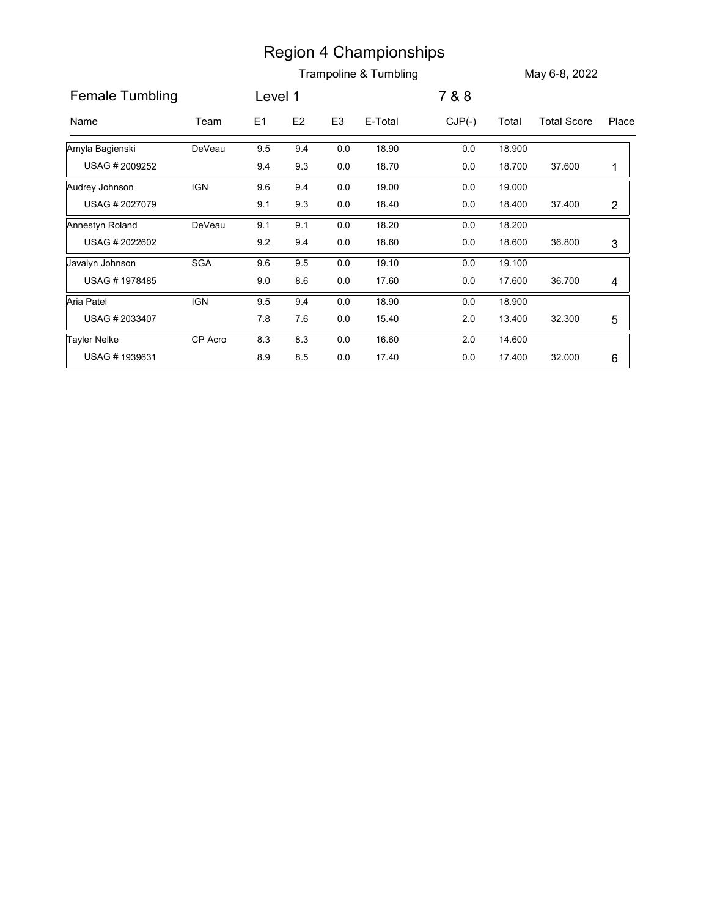# Region 4 Championships

Trampoline & Tumbling

May 6-8, 2022

## Female Tumbling

Level 1

7 & 8

| Name | Team | E1 | E2 | E3 | E-Total | CJP(-) | Total | Total Score | Place |
|---|---|---|---|---|---|---|---|---|---|
| Amyla Bagienski | DeVeau | 9.5 | 9.4 | 0.0 | 18.90 | 0.0 | 18.900 | | |
| USAG # 2009252 | | 9.4 | 9.3 | 0.0 | 18.70 | 0.0 | 18.700 | 37.600 | 1 |
| Audrey Johnson | IGN | 9.6 | 9.4 | 0.0 | 19.00 | 0.0 | 19.000 | | |
| USAG # 2027079 | | 9.1 | 9.3 | 0.0 | 18.40 | 0.0 | 18.400 | 37.400 | 2 |
| Annestyn Roland | DeVeau | 9.1 | 9.1 | 0.0 | 18.20 | 0.0 | 18.200 | | |
| USAG # 2022602 | | 9.2 | 9.4 | 0.0 | 18.60 | 0.0 | 18.600 | 36.800 | 3 |
| Javalyn Johnson | SGA | 9.6 | 9.5 | 0.0 | 19.10 | 0.0 | 19.100 | | |
| USAG # 1978485 | | 9.0 | 8.6 | 0.0 | 17.60 | 0.0 | 17.600 | 36.700 | 4 |
| Aria Patel | IGN | 9.5 | 9.4 | 0.0 | 18.90 | 0.0 | 18.900 | | |
| USAG # 2033407 | | 7.8 | 7.6 | 0.0 | 15.40 | 2.0 | 13.400 | 32.300 | 5 |
| Tayler Nelke | CP Acro | 8.3 | 8.3 | 0.0 | 16.60 | 2.0 | 14.600 | | |
| USAG # 1939631 | | 8.9 | 8.5 | 0.0 | 17.40 | 0.0 | 17.400 | 32.000 | 6 |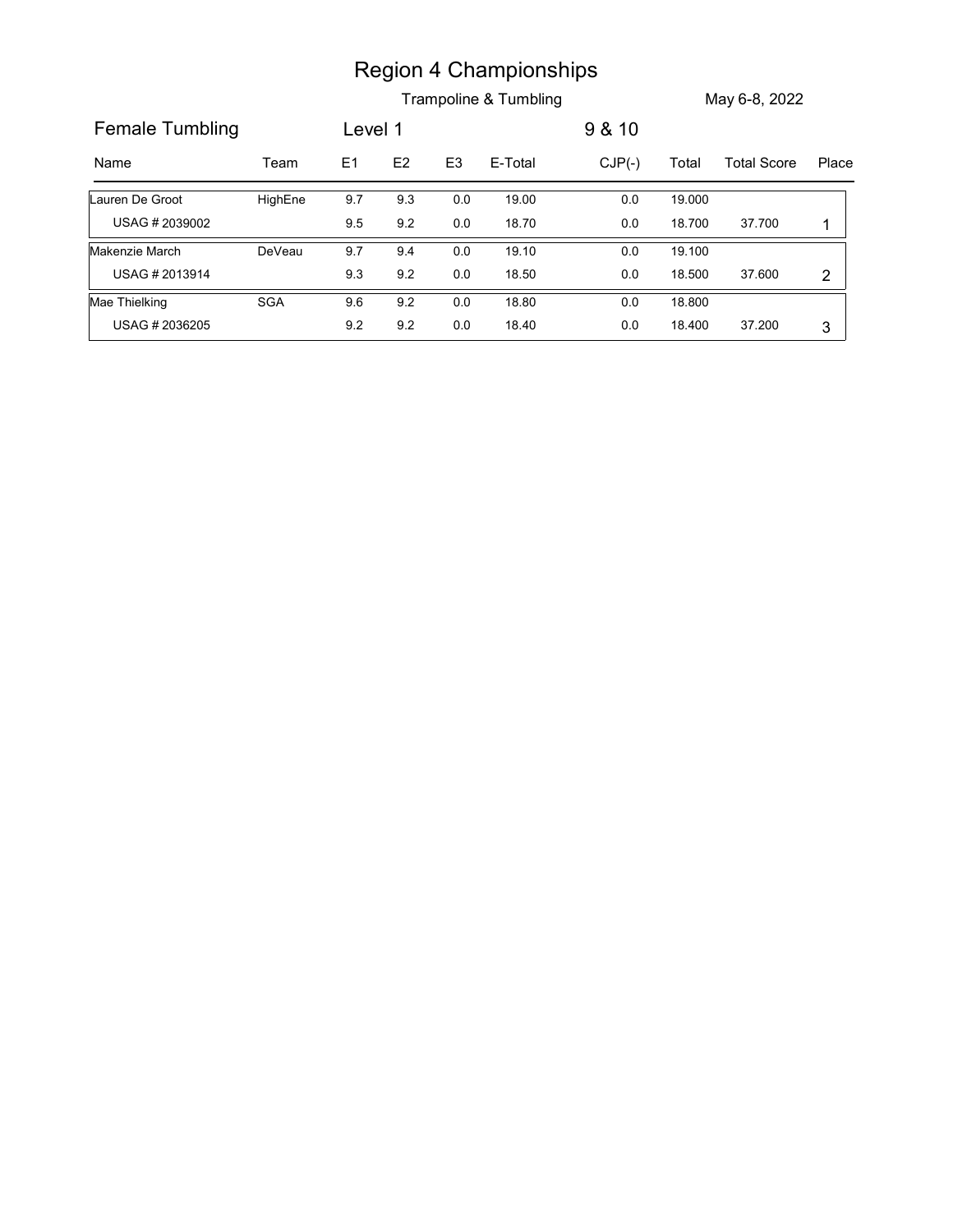# Region 4 Championships

Trampoline & Tumbling

May 6-8, 2022

Female Tumbling | Level 1 | 9 & 10

| Name | Team | E1 | E2 | E3 | E-Total | CJP(-) | Total | Total Score | Place |
|---|---|---|---|---|---|---|---|---|---|
| Lauren De Groot | HighEne | 9.7 | 9.3 | 0.0 | 19.00 | 0.0 | 19.000 | | |
| USAG # 2039002 | | 9.5 | 9.2 | 0.0 | 18.70 | 0.0 | 18.700 | 37.700 | 1 |
| Makenzie March | DeVeau | 9.7 | 9.4 | 0.0 | 19.10 | 0.0 | 19.100 | | |
| USAG # 2013914 | | 9.3 | 9.2 | 0.0 | 18.50 | 0.0 | 18.500 | 37.600 | 2 |
| Mae Thielking | SGA | 9.6 | 9.2 | 0.0 | 18.80 | 0.0 | 18.800 | | |
| USAG # 2036205 | | 9.2 | 9.2 | 0.0 | 18.40 | 0.0 | 18.400 | 37.200 | 3 |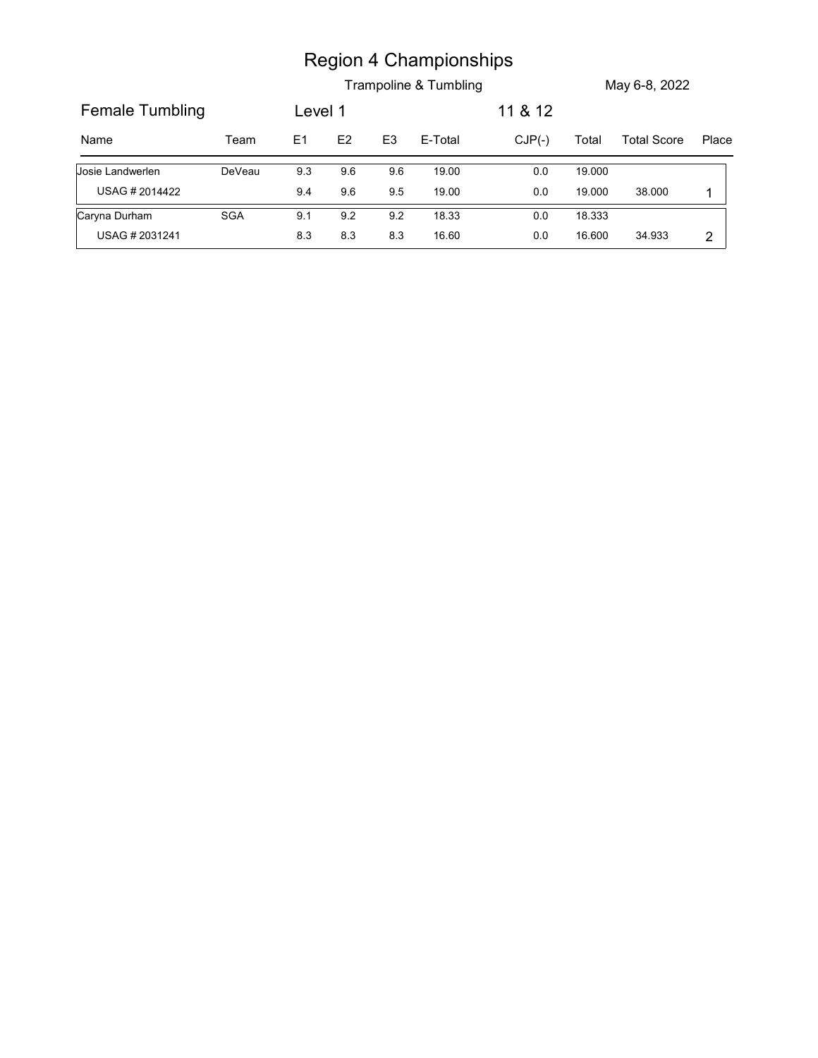# Region 4 Championships

Trampoline & Tumbling

May 6-8, 2022

Female Tumbling | Level 1 | 11 & 12

| Name | Team | E1 | E2 | E3 | E-Total | CJP(-) | Total | Total Score | Place |
|---|---|---|---|---|---|---|---|---|---|
| Josie Landwerlen | DeVeau | 9.3 | 9.6 | 9.6 | 19.00 | 0.0 | 19.000 | | |
| USAG # 2014422 | | 9.4 | 9.6 | 9.5 | 19.00 | 0.0 | 19.000 | 38.000 | 1 |
| Caryna Durham | SGA | 9.1 | 9.2 | 9.2 | 18.33 | 0.0 | 18.333 | | |
| USAG # 2031241 | | 8.3 | 8.3 | 8.3 | 16.60 | 0.0 | 16.600 | 34.933 | 2 |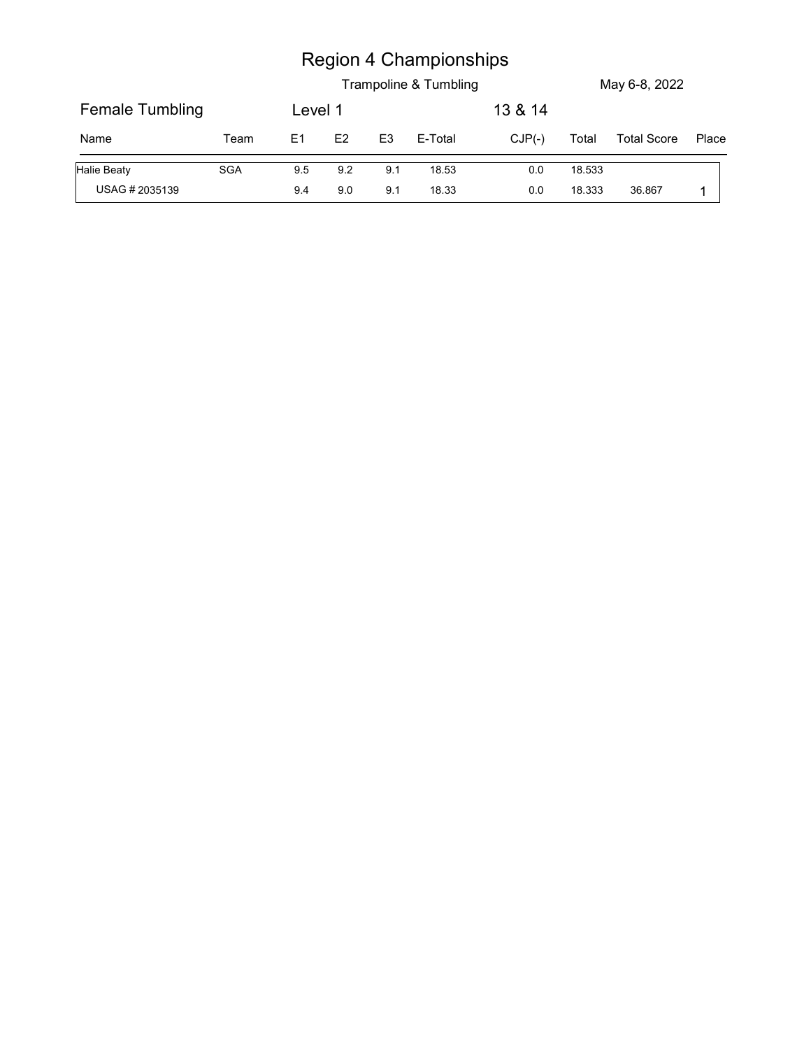# Region 4 Championships

Trampoline & Tumbling

May 6-8, 2022

Female Tumbling — Level 1 — 13 & 14

| Name | Team | E1 | E2 | E3 | E-Total | CJP(-) | Total | Total Score | Place |
|---|---|---|---|---|---|---|---|---|---|
| Halie Beaty | SGA | 9.5 | 9.2 | 9.1 | 18.53 | 0.0 | 18.533 | | |
| USAG # 2035139 | | 9.4 | 9.0 | 9.1 | 18.33 | 0.0 | 18.333 | 36.867 | 1 |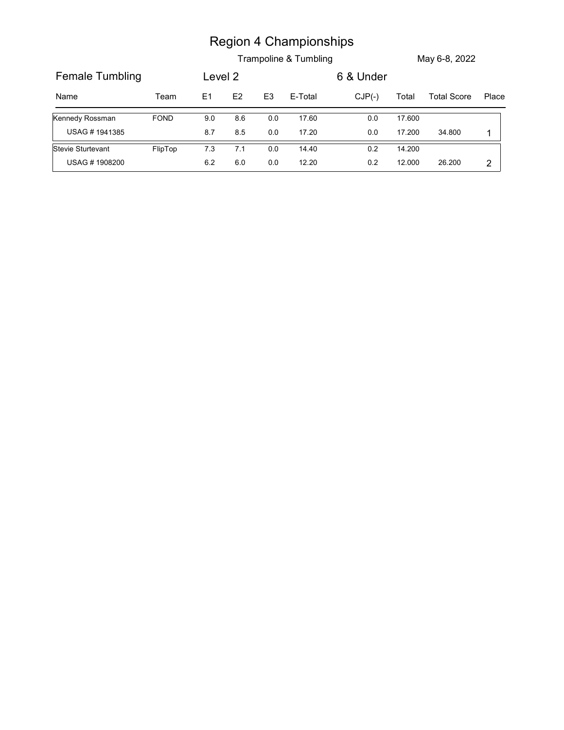# Region 4 Championships

Trampoline & Tumbling

May 6-8, 2022

## Female Tumbling — Level 2 — 6 & Under

| Name | Team | E1 | E2 | E3 | E-Total | CJP(-) | Total | Total Score | Place |
|---|---|---|---|---|---|---|---|---|---|
| Kennedy Rossman | FOND | 9.0 | 8.6 | 0.0 | 17.60 | 0.0 | 17.600 | | |
| USAG # 1941385 | | 8.7 | 8.5 | 0.0 | 17.20 | 0.0 | 17.200 | 34.800 | 1 |
| Stevie Sturtevant | FlipTop | 7.3 | 7.1 | 0.0 | 14.40 | 0.2 | 14.200 | | |
| USAG # 1908200 | | 6.2 | 6.0 | 0.0 | 12.20 | 0.2 | 12.000 | 26.200 | 2 |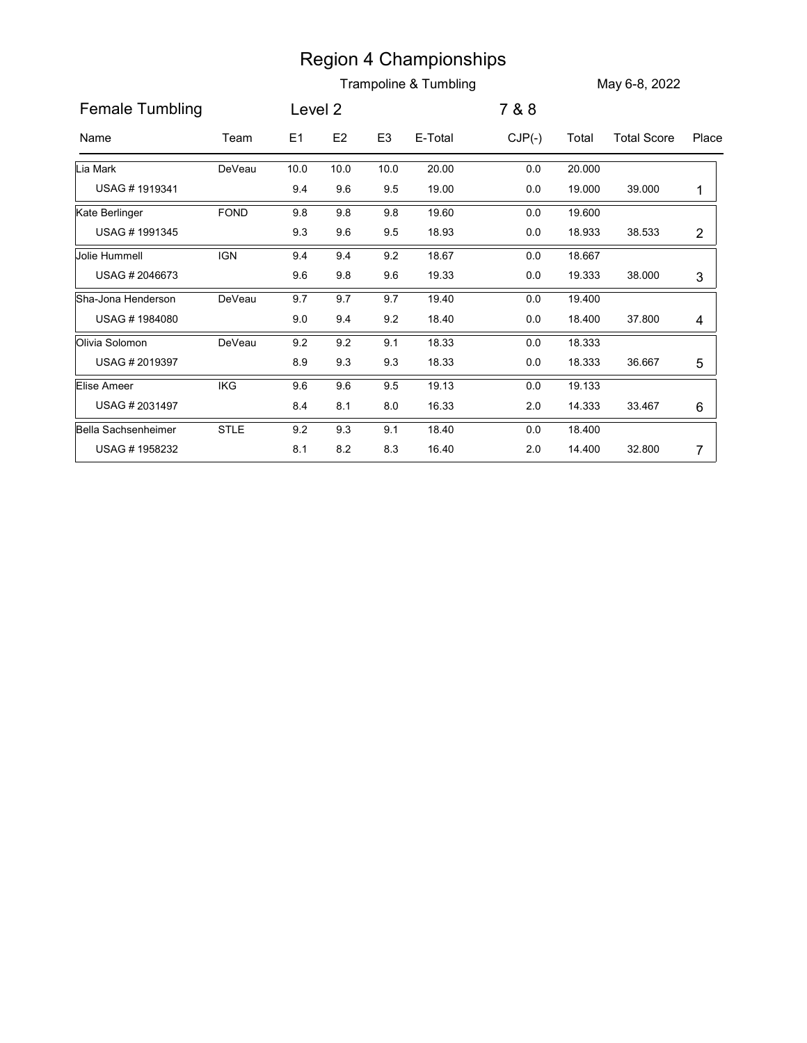# Region 4 Championships

Trampoline & Tumbling

May 6-8, 2022

## Female Tumbling

Level 2

7 & 8

| Name | Team | E1 | E2 | E3 | E-Total | CJP(-) | Total | Total Score | Place |
|---|---|---|---|---|---|---|---|---|---|
| Lia Mark | DeVeau | 10.0 | 10.0 | 10.0 | 20.00 | 0.0 | 20.000 | | |
| USAG # 1919341 | | 9.4 | 9.6 | 9.5 | 19.00 | 0.0 | 19.000 | 39.000 | 1 |
| Kate Berlinger | FOND | 9.8 | 9.8 | 9.8 | 19.60 | 0.0 | 19.600 | | |
| USAG # 1991345 | | 9.3 | 9.6 | 9.5 | 18.93 | 0.0 | 18.933 | 38.533 | 2 |
| Jolie Hummell | IGN | 9.4 | 9.4 | 9.2 | 18.67 | 0.0 | 18.667 | | |
| USAG # 2046673 | | 9.6 | 9.8 | 9.6 | 19.33 | 0.0 | 19.333 | 38.000 | 3 |
| Sha-Jona Henderson | DeVeau | 9.7 | 9.7 | 9.7 | 19.40 | 0.0 | 19.400 | | |
| USAG # 1984080 | | 9.0 | 9.4 | 9.2 | 18.40 | 0.0 | 18.400 | 37.800 | 4 |
| Olivia Solomon | DeVeau | 9.2 | 9.2 | 9.1 | 18.33 | 0.0 | 18.333 | | |
| USAG # 2019397 | | 8.9 | 9.3 | 9.3 | 18.33 | 0.0 | 18.333 | 36.667 | 5 |
| Elise Ameer | IKG | 9.6 | 9.6 | 9.5 | 19.13 | 0.0 | 19.133 | | |
| USAG # 2031497 | | 8.4 | 8.1 | 8.0 | 16.33 | 2.0 | 14.333 | 33.467 | 6 |
| Bella Sachsenheimer | STLE | 9.2 | 9.3 | 9.1 | 18.40 | 0.0 | 18.400 | | |
| USAG # 1958232 | | 8.1 | 8.2 | 8.3 | 16.40 | 2.0 | 14.400 | 32.800 | 7 |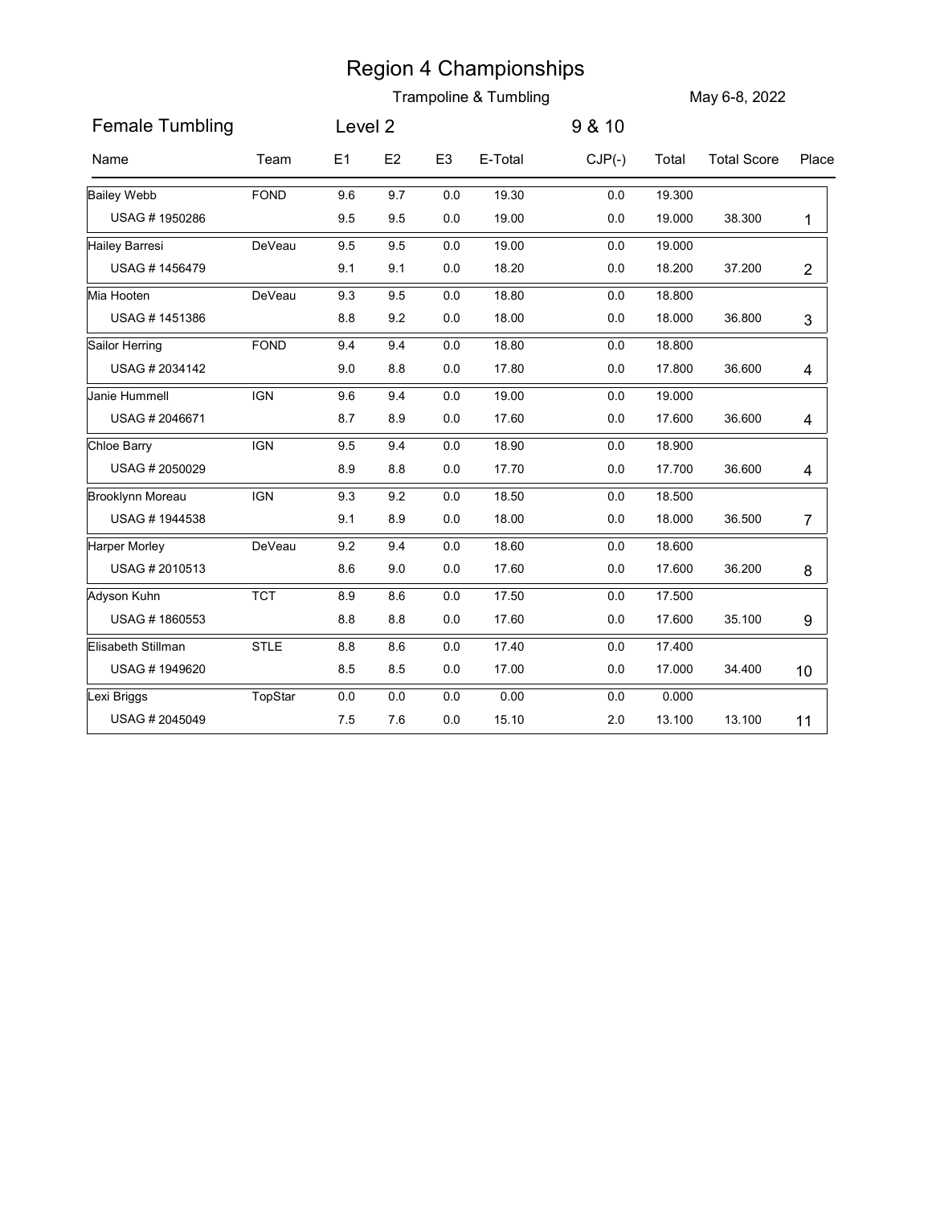# Region 4 Championships

Trampoline & Tumbling

May 6-8, 2022

Female Tumbling — Level 2 — 9 & 10

| Name | Team | E1 | E2 | E3 | E-Total | CJP(-) | Total | Total Score | Place |
|---|---|---|---|---|---|---|---|---|---|
| Bailey Webb | FOND | 9.6 | 9.7 | 0.0 | 19.30 | 0.0 | 19.300 | | |
| USAG # 1950286 | | 9.5 | 9.5 | 0.0 | 19.00 | 0.0 | 19.000 | 38.300 | 1 |
| Hailey Barresi | DeVeau | 9.5 | 9.5 | 0.0 | 19.00 | 0.0 | 19.000 | | |
| USAG # 1456479 | | 9.1 | 9.1 | 0.0 | 18.20 | 0.0 | 18.200 | 37.200 | 2 |
| Mia Hooten | DeVeau | 9.3 | 9.5 | 0.0 | 18.80 | 0.0 | 18.800 | | |
| USAG # 1451386 | | 8.8 | 9.2 | 0.0 | 18.00 | 0.0 | 18.000 | 36.800 | 3 |
| Sailor Herring | FOND | 9.4 | 9.4 | 0.0 | 18.80 | 0.0 | 18.800 | | |
| USAG # 2034142 | | 9.0 | 8.8 | 0.0 | 17.80 | 0.0 | 17.800 | 36.600 | 4 |
| Janie Hummell | IGN | 9.6 | 9.4 | 0.0 | 19.00 | 0.0 | 19.000 | | |
| USAG # 2046671 | | 8.7 | 8.9 | 0.0 | 17.60 | 0.0 | 17.600 | 36.600 | 4 |
| Chloe Barry | IGN | 9.5 | 9.4 | 0.0 | 18.90 | 0.0 | 18.900 | | |
| USAG # 2050029 | | 8.9 | 8.8 | 0.0 | 17.70 | 0.0 | 17.700 | 36.600 | 4 |
| Brooklynn Moreau | IGN | 9.3 | 9.2 | 0.0 | 18.50 | 0.0 | 18.500 | | |
| USAG # 1944538 | | 9.1 | 8.9 | 0.0 | 18.00 | 0.0 | 18.000 | 36.500 | 7 |
| Harper Morley | DeVeau | 9.2 | 9.4 | 0.0 | 18.60 | 0.0 | 18.600 | | |
| USAG # 2010513 | | 8.6 | 9.0 | 0.0 | 17.60 | 0.0 | 17.600 | 36.200 | 8 |
| Adyson Kuhn | TCT | 8.9 | 8.6 | 0.0 | 17.50 | 0.0 | 17.500 | | |
| USAG # 1860553 | | 8.8 | 8.8 | 0.0 | 17.60 | 0.0 | 17.600 | 35.100 | 9 |
| Elisabeth Stillman | STLE | 8.8 | 8.6 | 0.0 | 17.40 | 0.0 | 17.400 | | |
| USAG # 1949620 | | 8.5 | 8.5 | 0.0 | 17.00 | 0.0 | 17.000 | 34.400 | 10 |
| Lexi Briggs | TopStar | 0.0 | 0.0 | 0.0 | 0.00 | 0.0 | 0.000 | | |
| USAG # 2045049 | | 7.5 | 7.6 | 0.0 | 15.10 | 2.0 | 13.100 | 13.100 | 11 |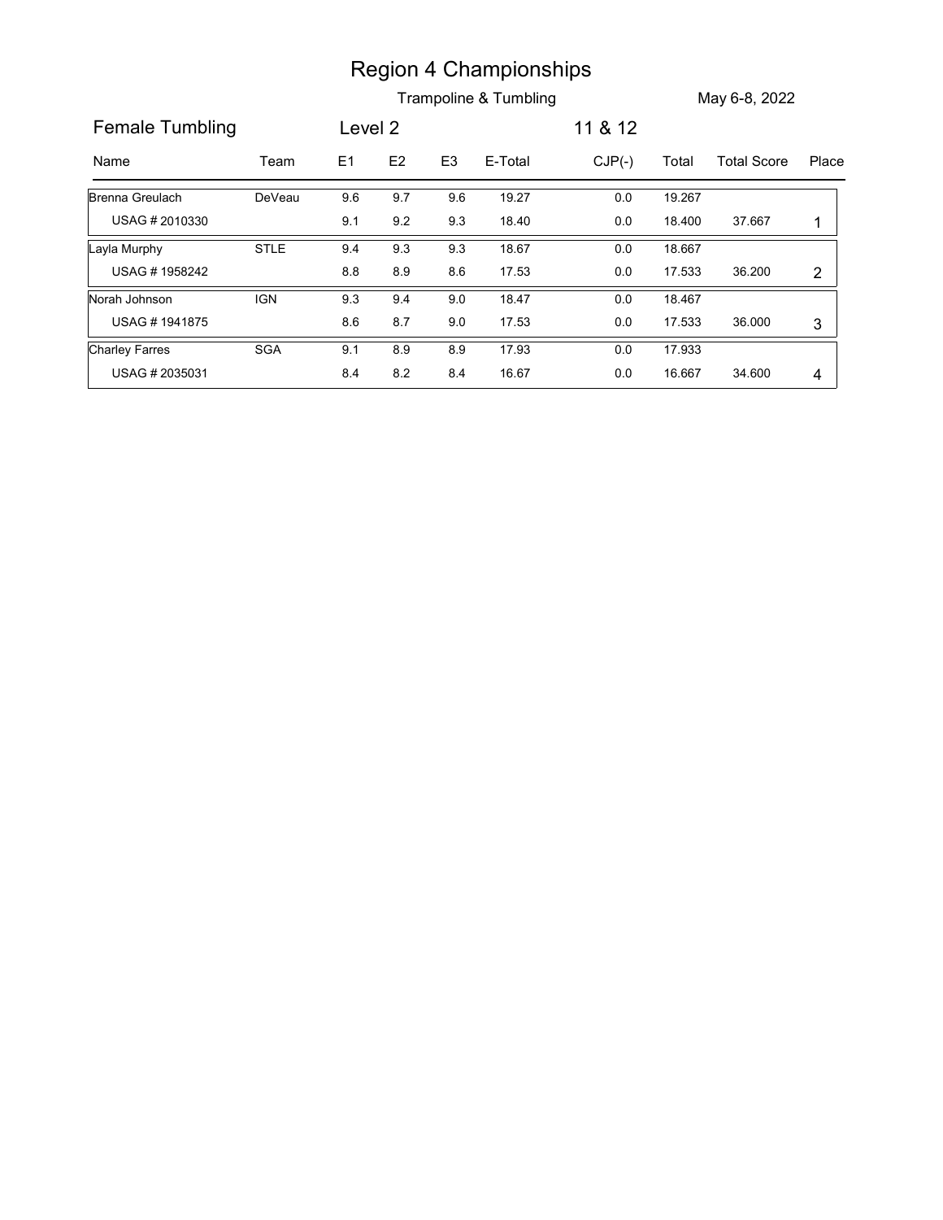# Region 4 Championships

Trampoline & Tumbling — May 6-8, 2022

## Female Tumbling — Level 2 — 11 & 12

| Name | Team | E1 | E2 | E3 | E-Total | CJP(-) | Total | Total Score | Place |
|---|---|---|---|---|---|---|---|---|---|
| Brenna Greulach | DeVeau | 9.6 | 9.7 | 9.6 | 19.27 | 0.0 | 19.267 | | |
| USAG # 2010330 | | 9.1 | 9.2 | 9.3 | 18.40 | 0.0 | 18.400 | 37.667 | 1 |
| Layla Murphy | STLE | 9.4 | 9.3 | 9.3 | 18.67 | 0.0 | 18.667 | | |
| USAG # 1958242 | | 8.8 | 8.9 | 8.6 | 17.53 | 0.0 | 17.533 | 36.200 | 2 |
| Norah Johnson | IGN | 9.3 | 9.4 | 9.0 | 18.47 | 0.0 | 18.467 | | |
| USAG # 1941875 | | 8.6 | 8.7 | 9.0 | 17.53 | 0.0 | 17.533 | 36.000 | 3 |
| Charley Farres | SGA | 9.1 | 8.9 | 8.9 | 17.93 | 0.0 | 17.933 | | |
| USAG # 2035031 | | 8.4 | 8.2 | 8.4 | 16.67 | 0.0 | 16.667 | 34.600 | 4 |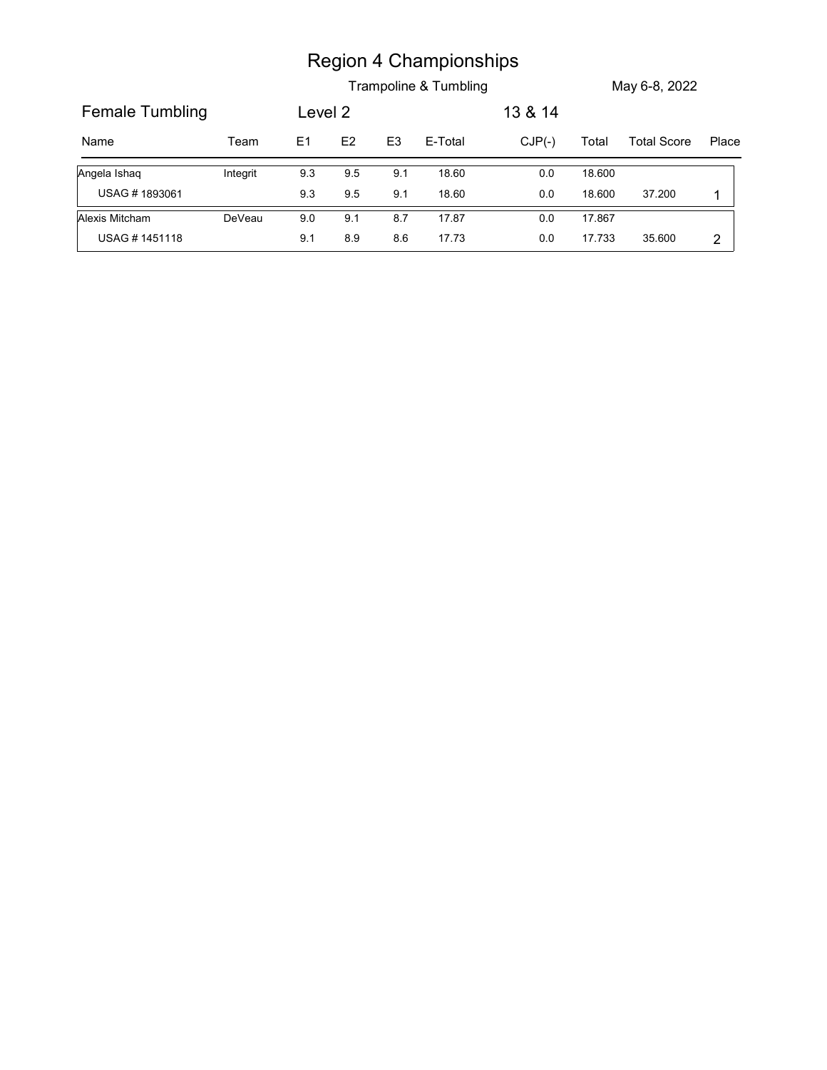# Region 4 Championships

Trampoline & Tumbling

May 6-8, 2022

## Female Tumbling

Level 2

13 & 14

| Name | Team | E1 | E2 | E3 | E-Total | CJP(-) | Total | Total Score | Place |
|---|---|---|---|---|---|---|---|---|---|
| Angela Ishaq | Integrit | 9.3 | 9.5 | 9.1 | 18.60 | 0.0 | 18.600 | | |
| USAG # 1893061 | | 9.3 | 9.5 | 9.1 | 18.60 | 0.0 | 18.600 | 37.200 | 1 |
| Alexis Mitcham | DeVeau | 9.0 | 9.1 | 8.7 | 17.87 | 0.0 | 17.867 | | |
| USAG # 1451118 | | 9.1 | 8.9 | 8.6 | 17.73 | 0.0 | 17.733 | 35.600 | 2 |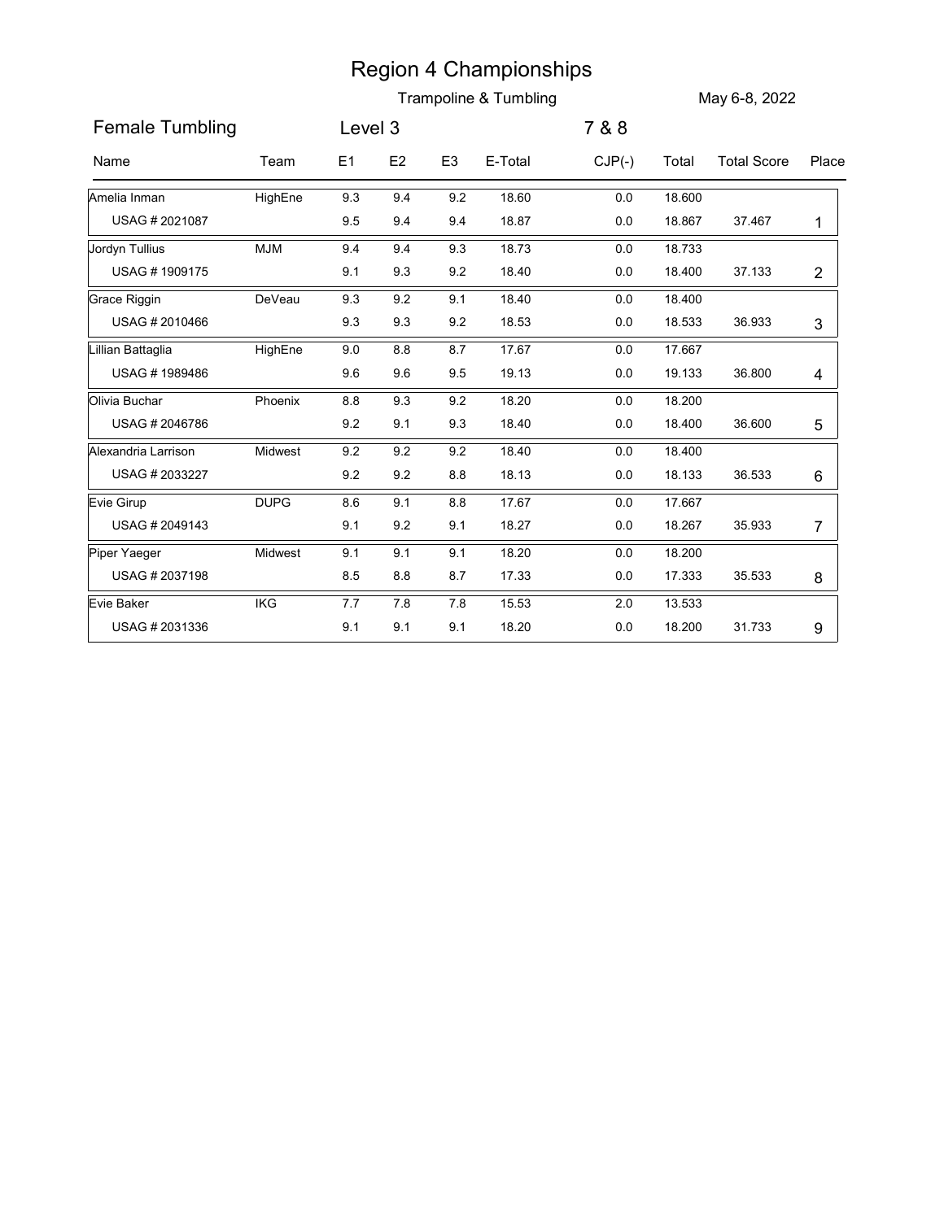# Region 4 Championships

Trampoline & Tumbling

May 6-8, 2022

## Female Tumbling

Level 3

7 & 8

| Name | Team | E1 | E2 | E3 | E-Total | CJP(-) | Total | Total Score | Place |
|---|---|---|---|---|---|---|---|---|---|
| Amelia Inman | HighEne | 9.3 | 9.4 | 9.2 | 18.60 | 0.0 | 18.600 | | |
| USAG # 2021087 | | 9.5 | 9.4 | 9.4 | 18.87 | 0.0 | 18.867 | 37.467 | 1 |
| Jordyn Tullius | MJM | 9.4 | 9.4 | 9.3 | 18.73 | 0.0 | 18.733 | | |
| USAG # 1909175 | | 9.1 | 9.3 | 9.2 | 18.40 | 0.0 | 18.400 | 37.133 | 2 |
| Grace Riggin | DeVeau | 9.3 | 9.2 | 9.1 | 18.40 | 0.0 | 18.400 | | |
| USAG # 2010466 | | 9.3 | 9.3 | 9.2 | 18.53 | 0.0 | 18.533 | 36.933 | 3 |
| Lillian Battaglia | HighEne | 9.0 | 8.8 | 8.7 | 17.67 | 0.0 | 17.667 | | |
| USAG # 1989486 | | 9.6 | 9.6 | 9.5 | 19.13 | 0.0 | 19.133 | 36.800 | 4 |
| Olivia Buchar | Phoenix | 8.8 | 9.3 | 9.2 | 18.20 | 0.0 | 18.200 | | |
| USAG # 2046786 | | 9.2 | 9.1 | 9.3 | 18.40 | 0.0 | 18.400 | 36.600 | 5 |
| Alexandria Larrison | Midwest | 9.2 | 9.2 | 9.2 | 18.40 | 0.0 | 18.400 | | |
| USAG # 2033227 | | 9.2 | 9.2 | 8.8 | 18.13 | 0.0 | 18.133 | 36.533 | 6 |
| Evie Girup | DUPG | 8.6 | 9.1 | 8.8 | 17.67 | 0.0 | 17.667 | | |
| USAG # 2049143 | | 9.1 | 9.2 | 9.1 | 18.27 | 0.0 | 18.267 | 35.933 | 7 |
| Piper Yaeger | Midwest | 9.1 | 9.1 | 9.1 | 18.20 | 0.0 | 18.200 | | |
| USAG # 2037198 | | 8.5 | 8.8 | 8.7 | 17.33 | 0.0 | 17.333 | 35.533 | 8 |
| Evie Baker | IKG | 7.7 | 7.8 | 7.8 | 15.53 | 2.0 | 13.533 | | |
| USAG # 2031336 | | 9.1 | 9.1 | 9.1 | 18.20 | 0.0 | 18.200 | 31.733 | 9 |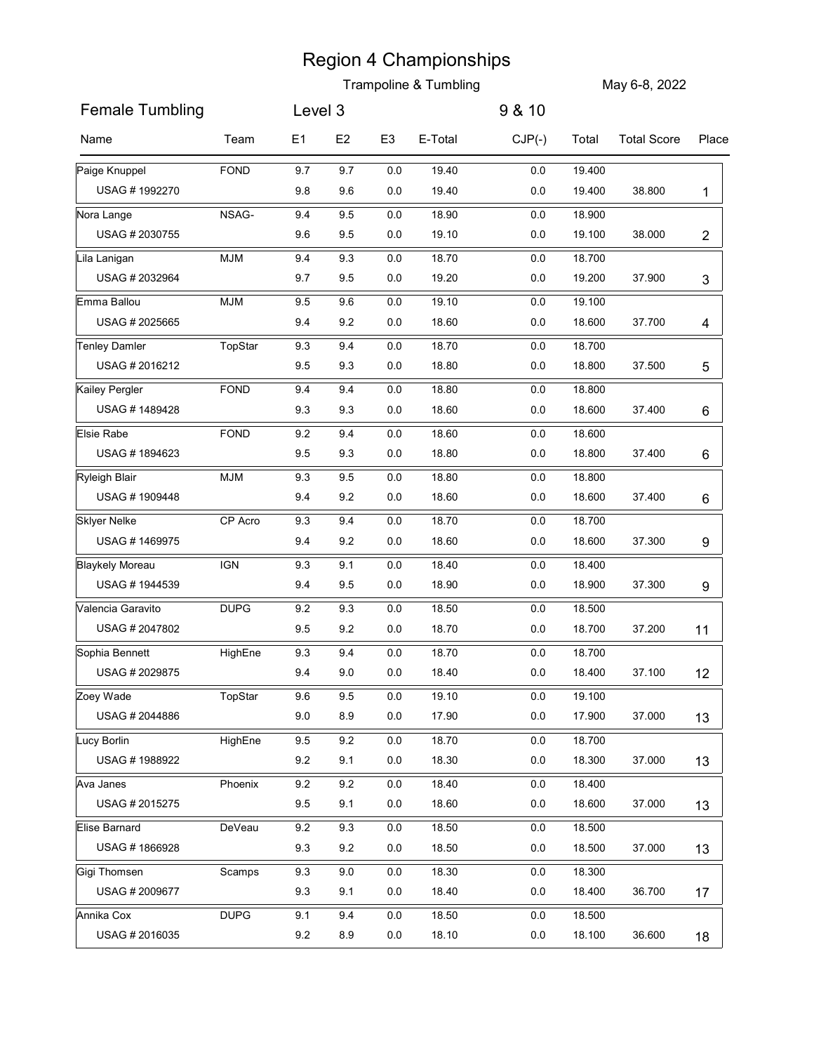# Region 4 Championships

Trampoline & Tumbling

May 6-8, 2022

## Female Tumbling

Level 3

9 & 10

| Name | Team | E1 | E2 | E3 | E-Total | CJP(-) | Total | Total Score | Place |
|---|---|---|---|---|---|---|---|---|---|
| Paige Knuppel | FOND | 9.7 | 9.7 | 0.0 | 19.40 | 0.0 | 19.400 | | |
| USAG # 1992270 | | 9.8 | 9.6 | 0.0 | 19.40 | 0.0 | 19.400 | 38.800 | 1 |
| Nora Lange | NSAG- | 9.4 | 9.5 | 0.0 | 18.90 | 0.0 | 18.900 | | |
| USAG # 2030755 | | 9.6 | 9.5 | 0.0 | 19.10 | 0.0 | 19.100 | 38.000 | 2 |
| Lila Lanigan | MJM | 9.4 | 9.3 | 0.0 | 18.70 | 0.0 | 18.700 | | |
| USAG # 2032964 | | 9.7 | 9.5 | 0.0 | 19.20 | 0.0 | 19.200 | 37.900 | 3 |
| Emma Ballou | MJM | 9.5 | 9.6 | 0.0 | 19.10 | 0.0 | 19.100 | | |
| USAG # 2025665 | | 9.4 | 9.2 | 0.0 | 18.60 | 0.0 | 18.600 | 37.700 | 4 |
| Tenley Damler | TopStar | 9.3 | 9.4 | 0.0 | 18.70 | 0.0 | 18.700 | | |
| USAG # 2016212 | | 9.5 | 9.3 | 0.0 | 18.80 | 0.0 | 18.800 | 37.500 | 5 |
| Kailey Pergler | FOND | 9.4 | 9.4 | 0.0 | 18.80 | 0.0 | 18.800 | | |
| USAG # 1489428 | | 9.3 | 9.3 | 0.0 | 18.60 | 0.0 | 18.600 | 37.400 | 6 |
| Elsie Rabe | FOND | 9.2 | 9.4 | 0.0 | 18.60 | 0.0 | 18.600 | | |
| USAG # 1894623 | | 9.5 | 9.3 | 0.0 | 18.80 | 0.0 | 18.800 | 37.400 | 6 |
| Ryleigh Blair | MJM | 9.3 | 9.5 | 0.0 | 18.80 | 0.0 | 18.800 | | |
| USAG # 1909448 | | 9.4 | 9.2 | 0.0 | 18.60 | 0.0 | 18.600 | 37.400 | 6 |
| Sklyer Nelke | CP Acro | 9.3 | 9.4 | 0.0 | 18.70 | 0.0 | 18.700 | | |
| USAG # 1469975 | | 9.4 | 9.2 | 0.0 | 18.60 | 0.0 | 18.600 | 37.300 | 9 |
| Blaykely Moreau | IGN | 9.3 | 9.1 | 0.0 | 18.40 | 0.0 | 18.400 | | |
| USAG # 1944539 | | 9.4 | 9.5 | 0.0 | 18.90 | 0.0 | 18.900 | 37.300 | 9 |
| Valencia Garavito | DUPG | 9.2 | 9.3 | 0.0 | 18.50 | 0.0 | 18.500 | | |
| USAG # 2047802 | | 9.5 | 9.2 | 0.0 | 18.70 | 0.0 | 18.700 | 37.200 | 11 |
| Sophia Bennett | HighEne | 9.3 | 9.4 | 0.0 | 18.70 | 0.0 | 18.700 | | |
| USAG # 2029875 | | 9.4 | 9.0 | 0.0 | 18.40 | 0.0 | 18.400 | 37.100 | 12 |
| Zoey Wade | TopStar | 9.6 | 9.5 | 0.0 | 19.10 | 0.0 | 19.100 | | |
| USAG # 2044886 | | 9.0 | 8.9 | 0.0 | 17.90 | 0.0 | 17.900 | 37.000 | 13 |
| Lucy Borlin | HighEne | 9.5 | 9.2 | 0.0 | 18.70 | 0.0 | 18.700 | | |
| USAG # 1988922 | | 9.2 | 9.1 | 0.0 | 18.30 | 0.0 | 18.300 | 37.000 | 13 |
| Ava Janes | Phoenix | 9.2 | 9.2 | 0.0 | 18.40 | 0.0 | 18.400 | | |
| USAG # 2015275 | | 9.5 | 9.1 | 0.0 | 18.60 | 0.0 | 18.600 | 37.000 | 13 |
| Elise Barnard | DeVeau | 9.2 | 9.3 | 0.0 | 18.50 | 0.0 | 18.500 | | |
| USAG # 1866928 | | 9.3 | 9.2 | 0.0 | 18.50 | 0.0 | 18.500 | 37.000 | 13 |
| Gigi Thomsen | Scamps | 9.3 | 9.0 | 0.0 | 18.30 | 0.0 | 18.300 | | |
| USAG # 2009677 | | 9.3 | 9.1 | 0.0 | 18.40 | 0.0 | 18.400 | 36.700 | 17 |
| Annika Cox | DUPG | 9.1 | 9.4 | 0.0 | 18.50 | 0.0 | 18.500 | | |
| USAG # 2016035 | | 9.2 | 8.9 | 0.0 | 18.10 | 0.0 | 18.100 | 36.600 | 18 |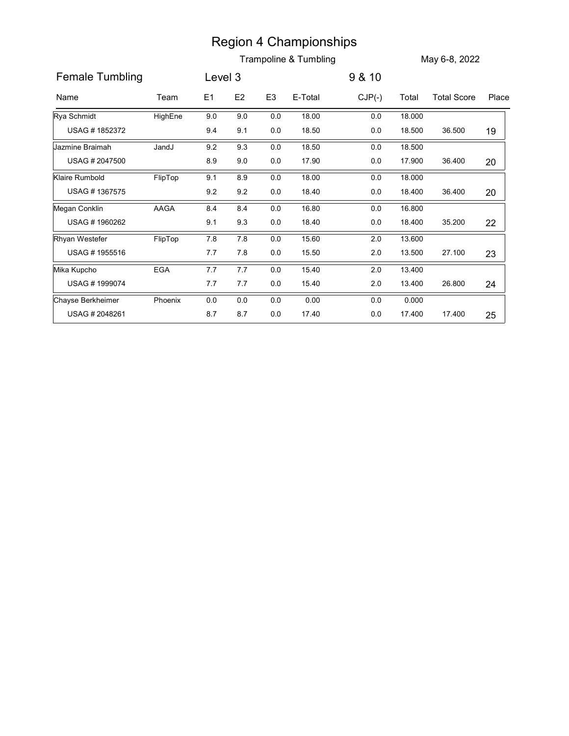# Region 4 Championships

Trampoline & Tumbling

May 6-8, 2022

## Female Tumbling

Level 3

9 & 10

| Name | Team | E1 | E2 | E3 | E-Total | CJP(-) | Total | Total Score | Place |
|---|---|---|---|---|---|---|---|---|---|
| Rya Schmidt | HighEne | 9.0 | 9.0 | 0.0 | 18.00 | 0.0 | 18.000 | | |
| USAG # 1852372 | | 9.4 | 9.1 | 0.0 | 18.50 | 0.0 | 18.500 | 36.500 | 19 |
| Jazmine Braimah | JandJ | 9.2 | 9.3 | 0.0 | 18.50 | 0.0 | 18.500 | | |
| USAG # 2047500 | | 8.9 | 9.0 | 0.0 | 17.90 | 0.0 | 17.900 | 36.400 | 20 |
| Klaire Rumbold | FlipTop | 9.1 | 8.9 | 0.0 | 18.00 | 0.0 | 18.000 | | |
| USAG # 1367575 | | 9.2 | 9.2 | 0.0 | 18.40 | 0.0 | 18.400 | 36.400 | 20 |
| Megan Conklin | AAGA | 8.4 | 8.4 | 0.0 | 16.80 | 0.0 | 16.800 | | |
| USAG # 1960262 | | 9.1 | 9.3 | 0.0 | 18.40 | 0.0 | 18.400 | 35.200 | 22 |
| Rhyan Westefer | FlipTop | 7.8 | 7.8 | 0.0 | 15.60 | 2.0 | 13.600 | | |
| USAG # 1955516 | | 7.7 | 7.8 | 0.0 | 15.50 | 2.0 | 13.500 | 27.100 | 23 |
| Mika Kupcho | EGA | 7.7 | 7.7 | 0.0 | 15.40 | 2.0 | 13.400 | | |
| USAG # 1999074 | | 7.7 | 7.7 | 0.0 | 15.40 | 2.0 | 13.400 | 26.800 | 24 |
| Chayse Berkheimer | Phoenix | 0.0 | 0.0 | 0.0 | 0.00 | 0.0 | 0.000 | | |
| USAG # 2048261 | | 8.7 | 8.7 | 0.0 | 17.40 | 0.0 | 17.400 | 17.400 | 25 |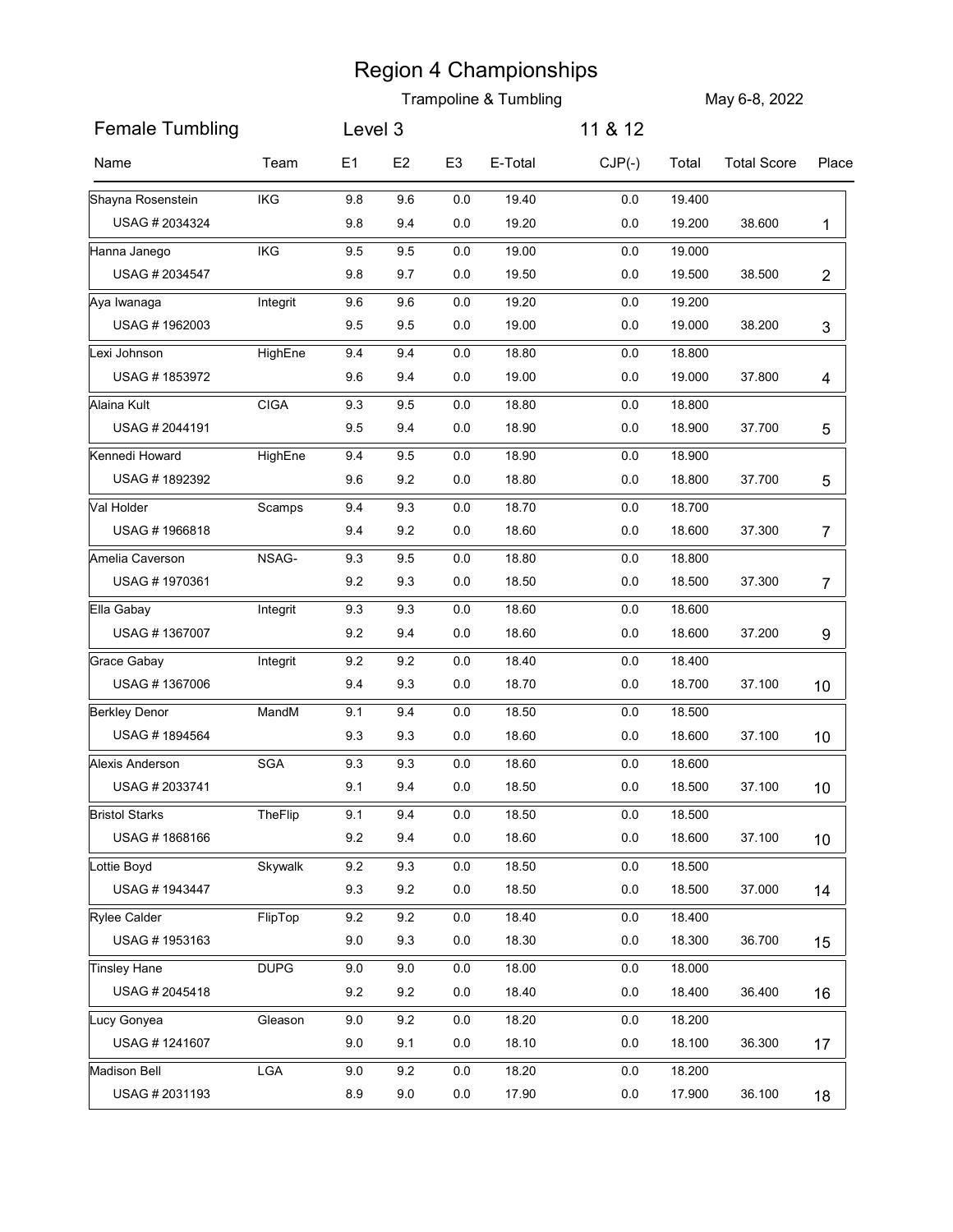# Region 4 Championships

Trampoline & Tumbling — May 6-8, 2022

## Female Tumbling — Level 3 — 11 & 12

| Name | Team | E1 | E2 | E3 | E-Total | CJP(-) | Total | Total Score | Place |
|---|---|---|---|---|---|---|---|---|---|
| Shayna Rosenstein | IKG | 9.8 | 9.6 | 0.0 | 19.40 | 0.0 | 19.400 | | |
| USAG # 2034324 | | 9.8 | 9.4 | 0.0 | 19.20 | 0.0 | 19.200 | 38.600 | 1 |
| Hanna Janego | IKG | 9.5 | 9.5 | 0.0 | 19.00 | 0.0 | 19.000 | | |
| USAG # 2034547 | | 9.8 | 9.7 | 0.0 | 19.50 | 0.0 | 19.500 | 38.500 | 2 |
| Aya Iwanaga | Integrit | 9.6 | 9.6 | 0.0 | 19.20 | 0.0 | 19.200 | | |
| USAG # 1962003 | | 9.5 | 9.5 | 0.0 | 19.00 | 0.0 | 19.000 | 38.200 | 3 |
| Lexi Johnson | HighEne | 9.4 | 9.4 | 0.0 | 18.80 | 0.0 | 18.800 | | |
| USAG # 1853972 | | 9.6 | 9.4 | 0.0 | 19.00 | 0.0 | 19.000 | 37.800 | 4 |
| Alaina Kult | CIGA | 9.3 | 9.5 | 0.0 | 18.80 | 0.0 | 18.800 | | |
| USAG # 2044191 | | 9.5 | 9.4 | 0.0 | 18.90 | 0.0 | 18.900 | 37.700 | 5 |
| Kennedi Howard | HighEne | 9.4 | 9.5 | 0.0 | 18.90 | 0.0 | 18.900 | | |
| USAG # 1892392 | | 9.6 | 9.2 | 0.0 | 18.80 | 0.0 | 18.800 | 37.700 | 5 |
| Val Holder | Scamps | 9.4 | 9.3 | 0.0 | 18.70 | 0.0 | 18.700 | | |
| USAG # 1966818 | | 9.4 | 9.2 | 0.0 | 18.60 | 0.0 | 18.600 | 37.300 | 7 |
| Amelia Caverson | NSAG- | 9.3 | 9.5 | 0.0 | 18.80 | 0.0 | 18.800 | | |
| USAG # 1970361 | | 9.2 | 9.3 | 0.0 | 18.50 | 0.0 | 18.500 | 37.300 | 7 |
| Ella Gabay | Integrit | 9.3 | 9.3 | 0.0 | 18.60 | 0.0 | 18.600 | | |
| USAG # 1367007 | | 9.2 | 9.4 | 0.0 | 18.60 | 0.0 | 18.600 | 37.200 | 9 |
| Grace Gabay | Integrit | 9.2 | 9.2 | 0.0 | 18.40 | 0.0 | 18.400 | | |
| USAG # 1367006 | | 9.4 | 9.3 | 0.0 | 18.70 | 0.0 | 18.700 | 37.100 | 10 |
| Berkley Denor | MandM | 9.1 | 9.4 | 0.0 | 18.50 | 0.0 | 18.500 | | |
| USAG # 1894564 | | 9.3 | 9.3 | 0.0 | 18.60 | 0.0 | 18.600 | 37.100 | 10 |
| Alexis Anderson | SGA | 9.3 | 9.3 | 0.0 | 18.60 | 0.0 | 18.600 | | |
| USAG # 2033741 | | 9.1 | 9.4 | 0.0 | 18.50 | 0.0 | 18.500 | 37.100 | 10 |
| Bristol Starks | TheFlip | 9.1 | 9.4 | 0.0 | 18.50 | 0.0 | 18.500 | | |
| USAG # 1868166 | | 9.2 | 9.4 | 0.0 | 18.60 | 0.0 | 18.600 | 37.100 | 10 |
| Lottie Boyd | Skywalk | 9.2 | 9.3 | 0.0 | 18.50 | 0.0 | 18.500 | | |
| USAG # 1943447 | | 9.3 | 9.2 | 0.0 | 18.50 | 0.0 | 18.500 | 37.000 | 14 |
| Rylee Calder | FlipTop | 9.2 | 9.2 | 0.0 | 18.40 | 0.0 | 18.400 | | |
| USAG # 1953163 | | 9.0 | 9.3 | 0.0 | 18.30 | 0.0 | 18.300 | 36.700 | 15 |
| Tinsley Hane | DUPG | 9.0 | 9.0 | 0.0 | 18.00 | 0.0 | 18.000 | | |
| USAG # 2045418 | | 9.2 | 9.2 | 0.0 | 18.40 | 0.0 | 18.400 | 36.400 | 16 |
| Lucy Gonyea | Gleason | 9.0 | 9.2 | 0.0 | 18.20 | 0.0 | 18.200 | | |
| USAG # 1241607 | | 9.0 | 9.1 | 0.0 | 18.10 | 0.0 | 18.100 | 36.300 | 17 |
| Madison Bell | LGA | 9.0 | 9.2 | 0.0 | 18.20 | 0.0 | 18.200 | | |
| USAG # 2031193 | | 8.9 | 9.0 | 0.0 | 17.90 | 0.0 | 17.900 | 36.100 | 18 |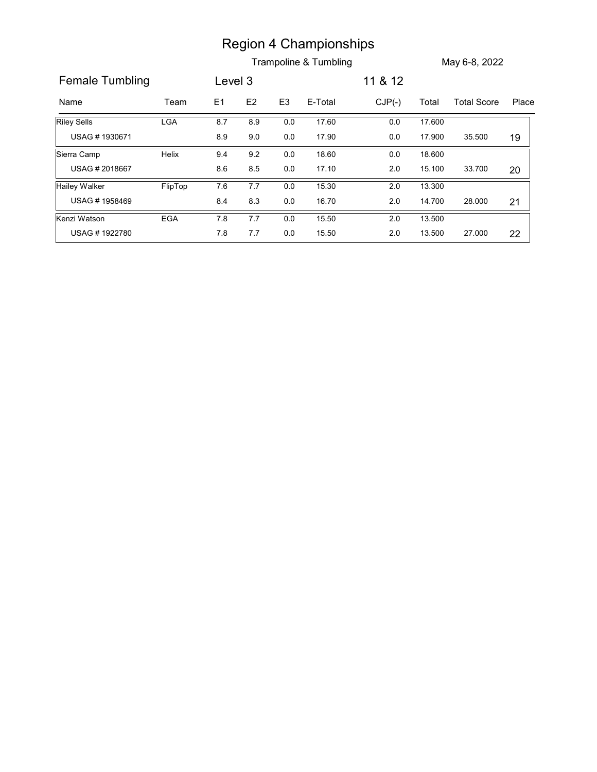# Region 4 Championships

Trampoline & Tumbling — May 6-8, 2022

**Female Tumbling** — Level 3 — 11 & 12

| Name | Team | E1 | E2 | E3 | E-Total | CJP(-) | Total | Total Score | Place |
|---|---|---|---|---|---|---|---|---|---|
| Riley Sells | LGA | 8.7 | 8.9 | 0.0 | 17.60 | 0.0 | 17.600 | | |
| USAG # 1930671 | | 8.9 | 9.0 | 0.0 | 17.90 | 0.0 | 17.900 | 35.500 | 19 |
| Sierra Camp | Helix | 9.4 | 9.2 | 0.0 | 18.60 | 0.0 | 18.600 | | |
| USAG # 2018667 | | 8.6 | 8.5 | 0.0 | 17.10 | 2.0 | 15.100 | 33.700 | 20 |
| Hailey Walker | FlipTop | 7.6 | 7.7 | 0.0 | 15.30 | 2.0 | 13.300 | | |
| USAG # 1958469 | | 8.4 | 8.3 | 0.0 | 16.70 | 2.0 | 14.700 | 28.000 | 21 |
| Kenzi Watson | EGA | 7.8 | 7.7 | 0.0 | 15.50 | 2.0 | 13.500 | | |
| USAG # 1922780 | | 7.8 | 7.7 | 0.0 | 15.50 | 2.0 | 13.500 | 27.000 | 22 |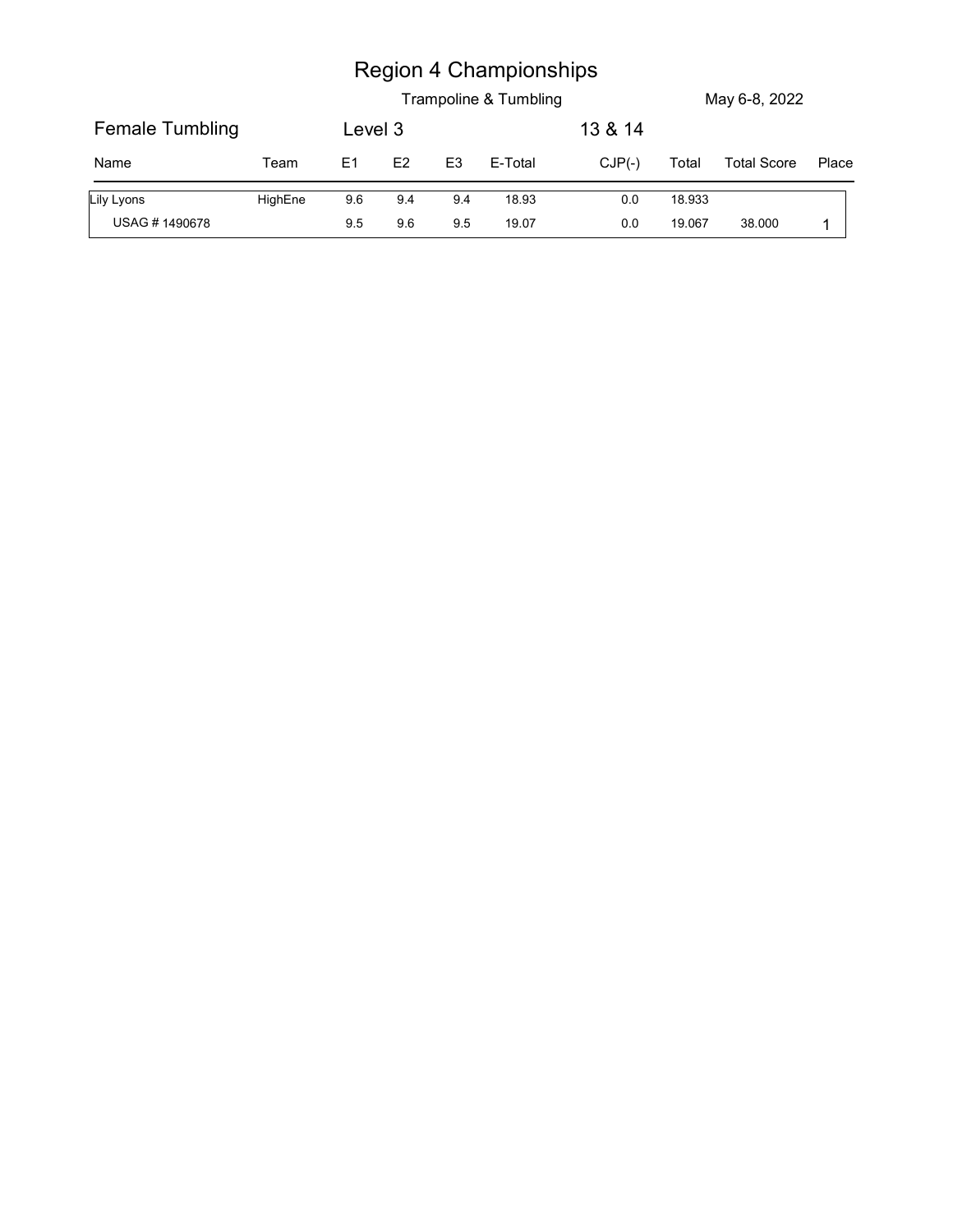# Region 4 Championships

Trampoline & Tumbling | May 6-8, 2022

**Female Tumbling** | Level 3 | 13 & 14

| Name | Team | E1 | E2 | E3 | E-Total | CJP(-) | Total | Total Score | Place |
|---|---|---|---|---|---|---|---|---|---|
| Lily Lyons | HighEne | 9.6 | 9.4 | 9.4 | 18.93 | 0.0 | 18.933 | | |
| USAG # 1490678 | | 9.5 | 9.6 | 9.5 | 19.07 | 0.0 | 19.067 | 38.000 | 1 |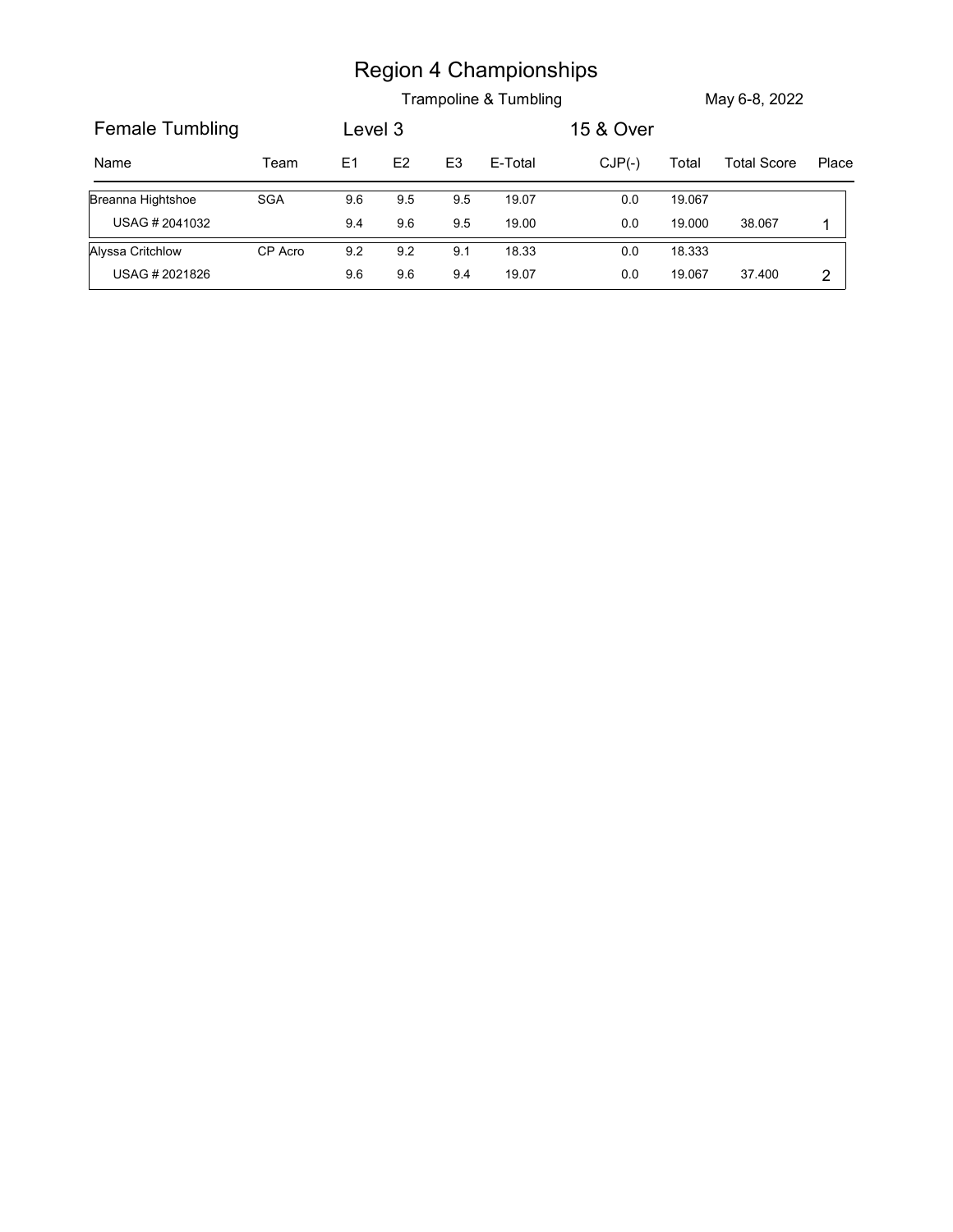# Region 4 Championships

Trampoline & Tumbling

May 6-8, 2022

## Female Tumbling — Level 3 — 15 & Over

| Name | Team | E1 | E2 | E3 | E-Total | CJP(-) | Total | Total Score | Place |
|---|---|---|---|---|---|---|---|---|---|
| Breanna Hightshoe | SGA | 9.6 | 9.5 | 9.5 | 19.07 | 0.0 | 19.067 | | |
| USAG # 2041032 | | 9.4 | 9.6 | 9.5 | 19.00 | 0.0 | 19.000 | 38.067 | 1 |
| Alyssa Critchlow | CP Acro | 9.2 | 9.2 | 9.1 | 18.33 | 0.0 | 18.333 | | |
| USAG # 2021826 | | 9.6 | 9.6 | 9.4 | 19.07 | 0.0 | 19.067 | 37.400 | 2 |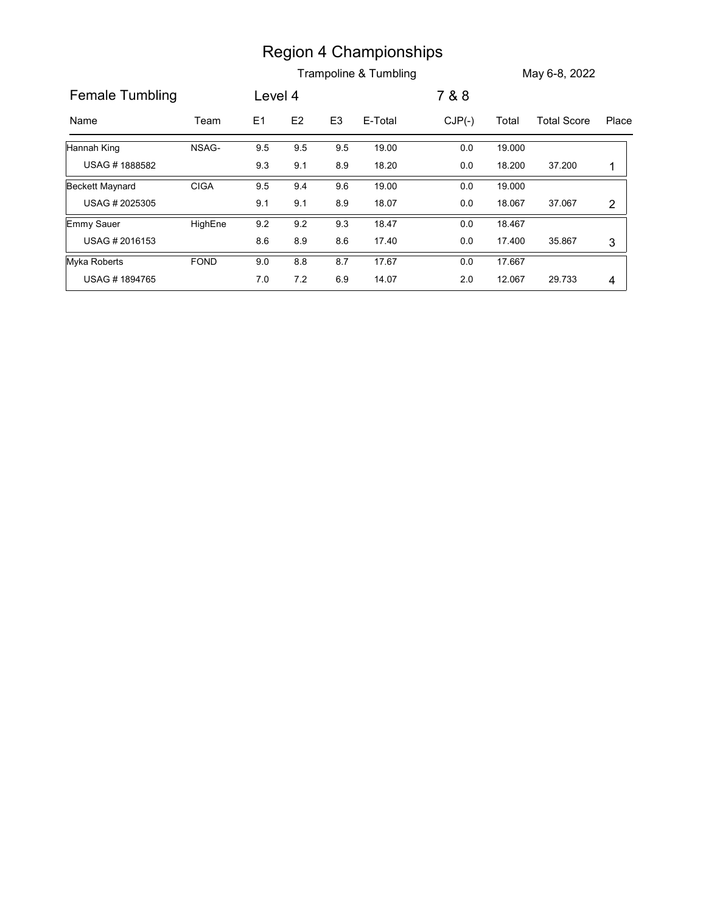# Region 4 Championships

Trampoline & Tumbling

May 6-8, 2022

Female Tumbling | Level 4 | 7 & 8

| Name | Team | E1 | E2 | E3 | E-Total | CJP(-) | Total | Total Score | Place |
|---|---|---|---|---|---|---|---|---|---|
| Hannah King | NSAG- | 9.5 | 9.5 | 9.5 | 19.00 | 0.0 | 19.000 | | |
| USAG # 1888582 | | 9.3 | 9.1 | 8.9 | 18.20 | 0.0 | 18.200 | 37.200 | 1 |
| Beckett Maynard | CIGA | 9.5 | 9.4 | 9.6 | 19.00 | 0.0 | 19.000 | | |
| USAG # 2025305 | | 9.1 | 9.1 | 8.9 | 18.07 | 0.0 | 18.067 | 37.067 | 2 |
| Emmy Sauer | HighEne | 9.2 | 9.2 | 9.3 | 18.47 | 0.0 | 18.467 | | |
| USAG # 2016153 | | 8.6 | 8.9 | 8.6 | 17.40 | 0.0 | 17.400 | 35.867 | 3 |
| Myka Roberts | FOND | 9.0 | 8.8 | 8.7 | 17.67 | 0.0 | 17.667 | | |
| USAG # 1894765 | | 7.0 | 7.2 | 6.9 | 14.07 | 2.0 | 12.067 | 29.733 | 4 |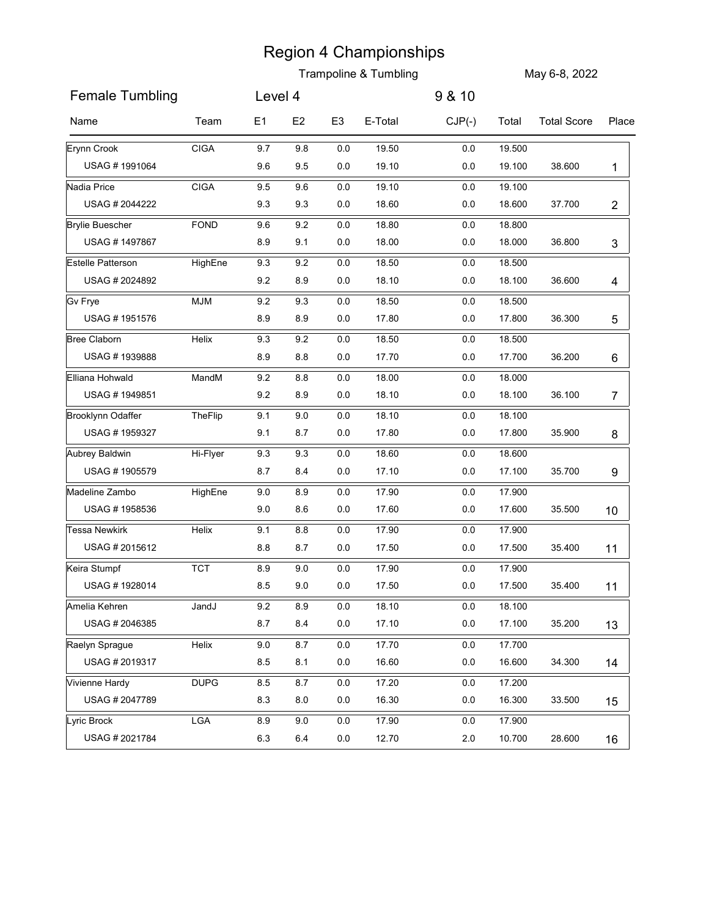# Region 4 Championships

Trampoline & Tumbling

May 6-8, 2022

## Female Tumbling

Level 4

9 & 10

| Name | Team | E1 | E2 | E3 | E-Total | CJP(-) | Total | Total Score | Place |
|---|---|---|---|---|---|---|---|---|---|
| Erynn Crook | CIGA | 9.7 | 9.8 | 0.0 | 19.50 | 0.0 | 19.500 | | |
| USAG # 1991064 | | 9.6 | 9.5 | 0.0 | 19.10 | 0.0 | 19.100 | 38.600 | 1 |
| Nadia Price | CIGA | 9.5 | 9.6 | 0.0 | 19.10 | 0.0 | 19.100 | | |
| USAG # 2044222 | | 9.3 | 9.3 | 0.0 | 18.60 | 0.0 | 18.600 | 37.700 | 2 |
| Brylie Buescher | FOND | 9.6 | 9.2 | 0.0 | 18.80 | 0.0 | 18.800 | | |
| USAG # 1497867 | | 8.9 | 9.1 | 0.0 | 18.00 | 0.0 | 18.000 | 36.800 | 3 |
| Estelle Patterson | HighEne | 9.3 | 9.2 | 0.0 | 18.50 | 0.0 | 18.500 | | |
| USAG # 2024892 | | 9.2 | 8.9 | 0.0 | 18.10 | 0.0 | 18.100 | 36.600 | 4 |
| Gv Frye | MJM | 9.2 | 9.3 | 0.0 | 18.50 | 0.0 | 18.500 | | |
| USAG # 1951576 | | 8.9 | 8.9 | 0.0 | 17.80 | 0.0 | 17.800 | 36.300 | 5 |
| Bree Claborn | Helix | 9.3 | 9.2 | 0.0 | 18.50 | 0.0 | 18.500 | | |
| USAG # 1939888 | | 8.9 | 8.8 | 0.0 | 17.70 | 0.0 | 17.700 | 36.200 | 6 |
| Elliana Hohwald | MandM | 9.2 | 8.8 | 0.0 | 18.00 | 0.0 | 18.000 | | |
| USAG # 1949851 | | 9.2 | 8.9 | 0.0 | 18.10 | 0.0 | 18.100 | 36.100 | 7 |
| Brooklynn Odaffer | TheFlip | 9.1 | 9.0 | 0.0 | 18.10 | 0.0 | 18.100 | | |
| USAG # 1959327 | | 9.1 | 8.7 | 0.0 | 17.80 | 0.0 | 17.800 | 35.900 | 8 |
| Aubrey Baldwin | Hi-Flyer | 9.3 | 9.3 | 0.0 | 18.60 | 0.0 | 18.600 | | |
| USAG # 1905579 | | 8.7 | 8.4 | 0.0 | 17.10 | 0.0 | 17.100 | 35.700 | 9 |
| Madeline Zambo | HighEne | 9.0 | 8.9 | 0.0 | 17.90 | 0.0 | 17.900 | | |
| USAG # 1958536 | | 9.0 | 8.6 | 0.0 | 17.60 | 0.0 | 17.600 | 35.500 | 10 |
| Tessa Newkirk | Helix | 9.1 | 8.8 | 0.0 | 17.90 | 0.0 | 17.900 | | |
| USAG # 2015612 | | 8.8 | 8.7 | 0.0 | 17.50 | 0.0 | 17.500 | 35.400 | 11 |
| Keira Stumpf | TCT | 8.9 | 9.0 | 0.0 | 17.90 | 0.0 | 17.900 | | |
| USAG # 1928014 | | 8.5 | 9.0 | 0.0 | 17.50 | 0.0 | 17.500 | 35.400 | 11 |
| Amelia Kehren | JandJ | 9.2 | 8.9 | 0.0 | 18.10 | 0.0 | 18.100 | | |
| USAG # 2046385 | | 8.7 | 8.4 | 0.0 | 17.10 | 0.0 | 17.100 | 35.200 | 13 |
| Raelyn Sprague | Helix | 9.0 | 8.7 | 0.0 | 17.70 | 0.0 | 17.700 | | |
| USAG # 2019317 | | 8.5 | 8.1 | 0.0 | 16.60 | 0.0 | 16.600 | 34.300 | 14 |
| Vivienne Hardy | DUPG | 8.5 | 8.7 | 0.0 | 17.20 | 0.0 | 17.200 | | |
| USAG # 2047789 | | 8.3 | 8.0 | 0.0 | 16.30 | 0.0 | 16.300 | 33.500 | 15 |
| Lyric Brock | LGA | 8.9 | 9.0 | 0.0 | 17.90 | 0.0 | 17.900 | | |
| USAG # 2021784 | | 6.3 | 6.4 | 0.0 | 12.70 | 2.0 | 10.700 | 28.600 | 16 |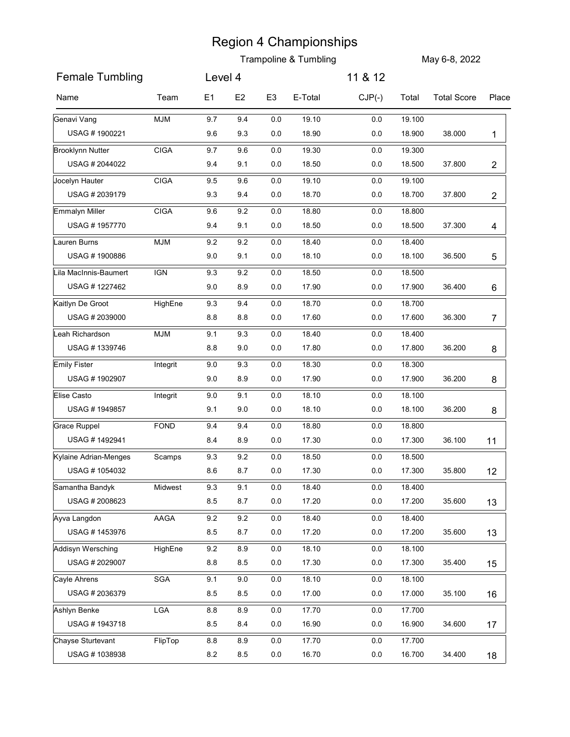# Region 4 Championships

Trampoline & Tumbling

May 6-8, 2022

**Female Tumbling** Level 4 11 & 12

| Name | Team | E1 | E2 | E3 | E-Total | CJP(-) | Total | Total Score | Place |
|---|---|---|---|---|---|---|---|---|---|
| Genavi Vang | MJM | 9.7 | 9.4 | 0.0 | 19.10 | 0.0 | 19.100 | | |
| USAG # 1900221 | | 9.6 | 9.3 | 0.0 | 18.90 | 0.0 | 18.900 | 38.000 | 1 |
| Brooklynn Nutter | CIGA | 9.7 | 9.6 | 0.0 | 19.30 | 0.0 | 19.300 | | |
| USAG # 2044022 | | 9.4 | 9.1 | 0.0 | 18.50 | 0.0 | 18.500 | 37.800 | 2 |
| Jocelyn Hauter | CIGA | 9.5 | 9.6 | 0.0 | 19.10 | 0.0 | 19.100 | | |
| USAG # 2039179 | | 9.3 | 9.4 | 0.0 | 18.70 | 0.0 | 18.700 | 37.800 | 2 |
| Emmalyn Miller | CIGA | 9.6 | 9.2 | 0.0 | 18.80 | 0.0 | 18.800 | | |
| USAG # 1957770 | | 9.4 | 9.1 | 0.0 | 18.50 | 0.0 | 18.500 | 37.300 | 4 |
| Lauren Burns | MJM | 9.2 | 9.2 | 0.0 | 18.40 | 0.0 | 18.400 | | |
| USAG # 1900886 | | 9.0 | 9.1 | 0.0 | 18.10 | 0.0 | 18.100 | 36.500 | 5 |
| Lila MacInnis-Baumert | IGN | 9.3 | 9.2 | 0.0 | 18.50 | 0.0 | 18.500 | | |
| USAG # 1227462 | | 9.0 | 8.9 | 0.0 | 17.90 | 0.0 | 17.900 | 36.400 | 6 |
| Kaitlyn De Groot | HighEne | 9.3 | 9.4 | 0.0 | 18.70 | 0.0 | 18.700 | | |
| USAG # 2039000 | | 8.8 | 8.8 | 0.0 | 17.60 | 0.0 | 17.600 | 36.300 | 7 |
| Leah Richardson | MJM | 9.1 | 9.3 | 0.0 | 18.40 | 0.0 | 18.400 | | |
| USAG # 1339746 | | 8.8 | 9.0 | 0.0 | 17.80 | 0.0 | 17.800 | 36.200 | 8 |
| Emily Fister | Integrit | 9.0 | 9.3 | 0.0 | 18.30 | 0.0 | 18.300 | | |
| USAG # 1902907 | | 9.0 | 8.9 | 0.0 | 17.90 | 0.0 | 17.900 | 36.200 | 8 |
| Elise Casto | Integrit | 9.0 | 9.1 | 0.0 | 18.10 | 0.0 | 18.100 | | |
| USAG # 1949857 | | 9.1 | 9.0 | 0.0 | 18.10 | 0.0 | 18.100 | 36.200 | 8 |
| Grace Ruppel | FOND | 9.4 | 9.4 | 0.0 | 18.80 | 0.0 | 18.800 | | |
| USAG # 1492941 | | 8.4 | 8.9 | 0.0 | 17.30 | 0.0 | 17.300 | 36.100 | 11 |
| Kylaine Adrian-Menges | Scamps | 9.3 | 9.2 | 0.0 | 18.50 | 0.0 | 18.500 | | |
| USAG # 1054032 | | 8.6 | 8.7 | 0.0 | 17.30 | 0.0 | 17.300 | 35.800 | 12 |
| Samantha Bandyk | Midwest | 9.3 | 9.1 | 0.0 | 18.40 | 0.0 | 18.400 | | |
| USAG # 2008623 | | 8.5 | 8.7 | 0.0 | 17.20 | 0.0 | 17.200 | 35.600 | 13 |
| Ayva Langdon | AAGA | 9.2 | 9.2 | 0.0 | 18.40 | 0.0 | 18.400 | | |
| USAG # 1453976 | | 8.5 | 8.7 | 0.0 | 17.20 | 0.0 | 17.200 | 35.600 | 13 |
| Addisyn Wersching | HighEne | 9.2 | 8.9 | 0.0 | 18.10 | 0.0 | 18.100 | | |
| USAG # 2029007 | | 8.8 | 8.5 | 0.0 | 17.30 | 0.0 | 17.300 | 35.400 | 15 |
| Cayle Ahrens | SGA | 9.1 | 9.0 | 0.0 | 18.10 | 0.0 | 18.100 | | |
| USAG # 2036379 | | 8.5 | 8.5 | 0.0 | 17.00 | 0.0 | 17.000 | 35.100 | 16 |
| Ashlyn Benke | LGA | 8.8 | 8.9 | 0.0 | 17.70 | 0.0 | 17.700 | | |
| USAG # 1943718 | | 8.5 | 8.4 | 0.0 | 16.90 | 0.0 | 16.900 | 34.600 | 17 |
| Chayse Sturtevant | FlipTop | 8.8 | 8.9 | 0.0 | 17.70 | 0.0 | 17.700 | | |
| USAG # 1038938 | | 8.2 | 8.5 | 0.0 | 16.70 | 0.0 | 16.700 | 34.400 | 18 |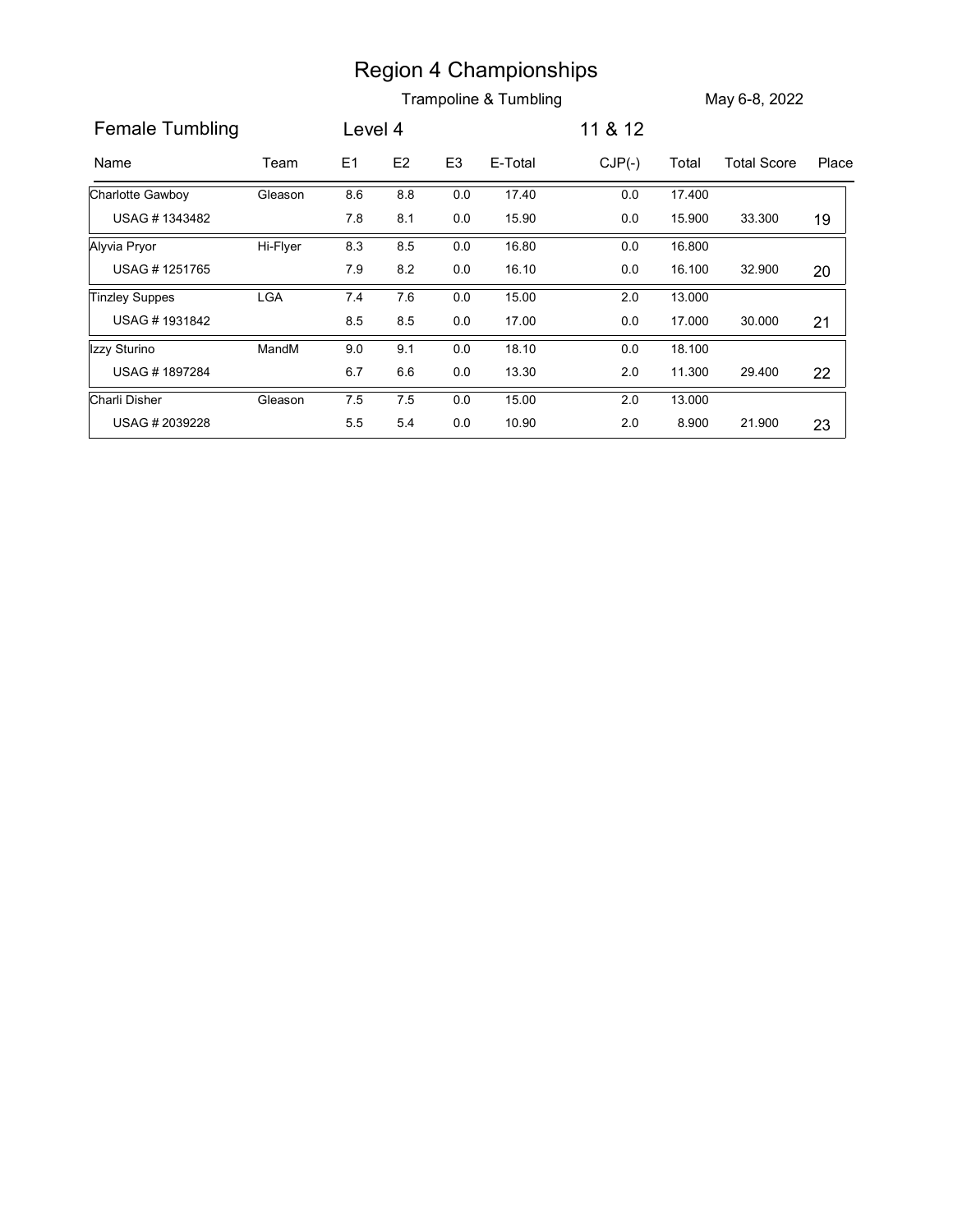# Region 4 Championships

Trampoline & Tumbling

May 6-8, 2022

Female Tumbling | Level 4 | 11 & 12

| Name | Team | E1 | E2 | E3 | E-Total | CJP(-) | Total | Total Score | Place |
|---|---|---|---|---|---|---|---|---|---|
| Charlotte Gawboy | Gleason | 8.6 | 8.8 | 0.0 | 17.40 | 0.0 | 17.400 | | |
| USAG # 1343482 | | 7.8 | 8.1 | 0.0 | 15.90 | 0.0 | 15.900 | 33.300 | 19 |
| Alyvia Pryor | Hi-Flyer | 8.3 | 8.5 | 0.0 | 16.80 | 0.0 | 16.800 | | |
| USAG # 1251765 | | 7.9 | 8.2 | 0.0 | 16.10 | 0.0 | 16.100 | 32.900 | 20 |
| Tinzley Suppes | LGA | 7.4 | 7.6 | 0.0 | 15.00 | 2.0 | 13.000 | | |
| USAG # 1931842 | | 8.5 | 8.5 | 0.0 | 17.00 | 0.0 | 17.000 | 30.000 | 21 |
| Izzy Sturino | MandM | 9.0 | 9.1 | 0.0 | 18.10 | 0.0 | 18.100 | | |
| USAG # 1897284 | | 6.7 | 6.6 | 0.0 | 13.30 | 2.0 | 11.300 | 29.400 | 22 |
| Charli Disher | Gleason | 7.5 | 7.5 | 0.0 | 15.00 | 2.0 | 13.000 | | |
| USAG # 2039228 | | 5.5 | 5.4 | 0.0 | 10.90 | 2.0 | 8.900 | 21.900 | 23 |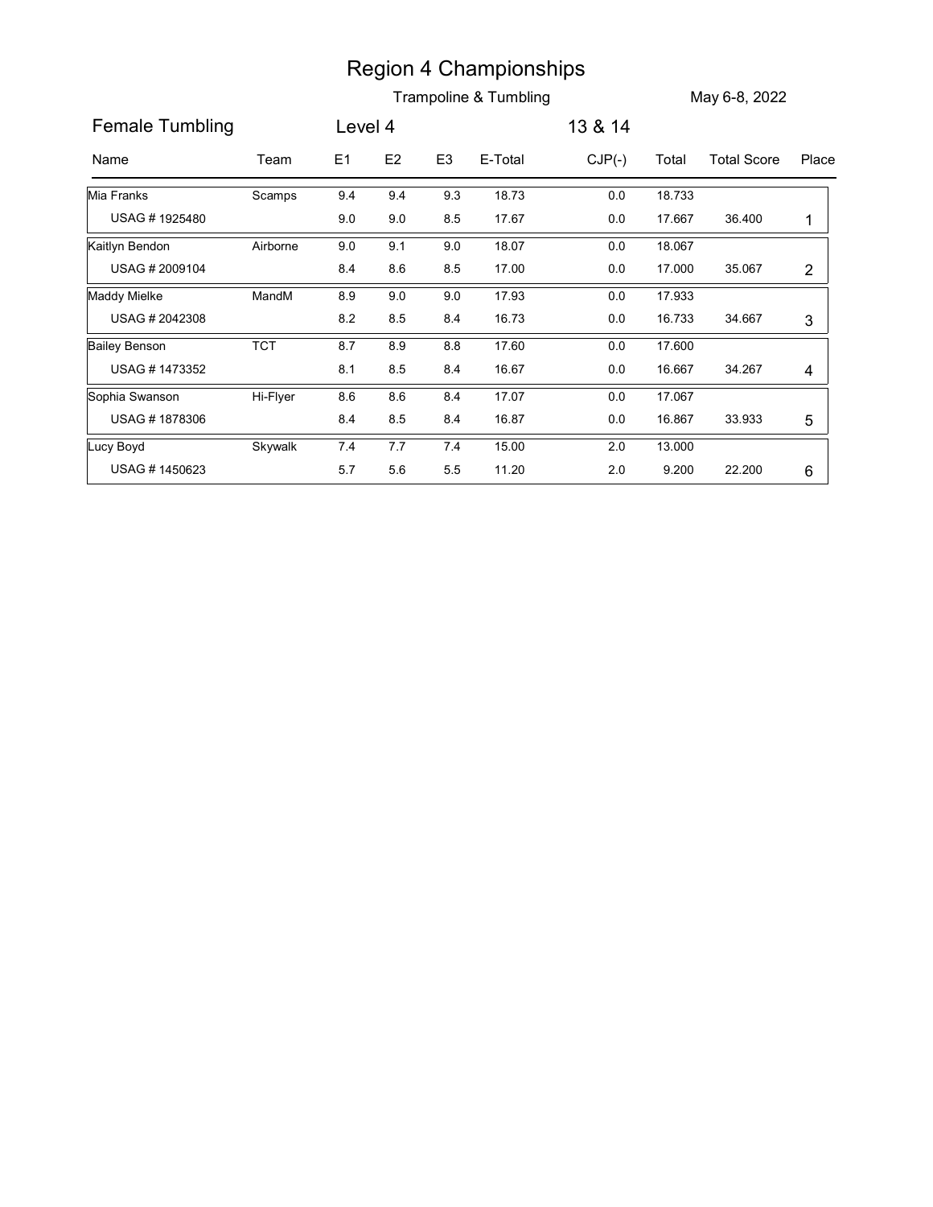# Region 4 Championships

Trampoline & Tumbling

May 6-8, 2022

**Female Tumbling** | **Level 4** | **13 & 14**

| Name | Team | E1 | E2 | E3 | E-Total | CJP(-) | Total | Total Score | Place |
|---|---|---|---|---|---|---|---|---|---|
| Mia Franks | Scamps | 9.4 | 9.4 | 9.3 | 18.73 | 0.0 | 18.733 | | |
| USAG # 1925480 | | 9.0 | 9.0 | 8.5 | 17.67 | 0.0 | 17.667 | 36.400 | 1 |
| Kaitlyn Bendon | Airborne | 9.0 | 9.1 | 9.0 | 18.07 | 0.0 | 18.067 | | |
| USAG # 2009104 | | 8.4 | 8.6 | 8.5 | 17.00 | 0.0 | 17.000 | 35.067 | 2 |
| Maddy Mielke | MandM | 8.9 | 9.0 | 9.0 | 17.93 | 0.0 | 17.933 | | |
| USAG # 2042308 | | 8.2 | 8.5 | 8.4 | 16.73 | 0.0 | 16.733 | 34.667 | 3 |
| Bailey Benson | TCT | 8.7 | 8.9 | 8.8 | 17.60 | 0.0 | 17.600 | | |
| USAG # 1473352 | | 8.1 | 8.5 | 8.4 | 16.67 | 0.0 | 16.667 | 34.267 | 4 |
| Sophia Swanson | Hi-Flyer | 8.6 | 8.6 | 8.4 | 17.07 | 0.0 | 17.067 | | |
| USAG # 1878306 | | 8.4 | 8.5 | 8.4 | 16.87 | 0.0 | 16.867 | 33.933 | 5 |
| Lucy Boyd | Skywalk | 7.4 | 7.7 | 7.4 | 15.00 | 2.0 | 13.000 | | |
| USAG # 1450623 | | 5.7 | 5.6 | 5.5 | 11.20 | 2.0 | 9.200 | 22.200 | 6 |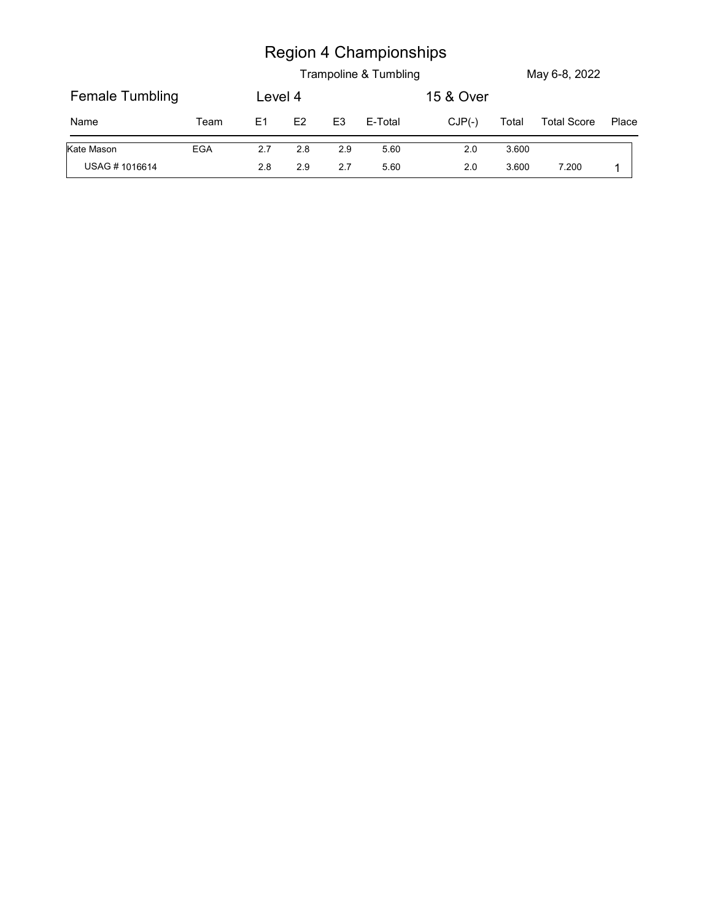# Region 4 Championships

Trampoline & Tumbling

May 6-8, 2022

Female Tumbling | Level 4 | 15 & Over

| Name | Team | E1 | E2 | E3 | E-Total | CJP(-) | Total | Total Score | Place |
|---|---|---|---|---|---|---|---|---|---|
| Kate Mason | EGA | 2.7 | 2.8 | 2.9 | 5.60 | 2.0 | 3.600 | | |
| USAG # 1016614 | | 2.8 | 2.9 | 2.7 | 5.60 | 2.0 | 3.600 | 7.200 | 1 |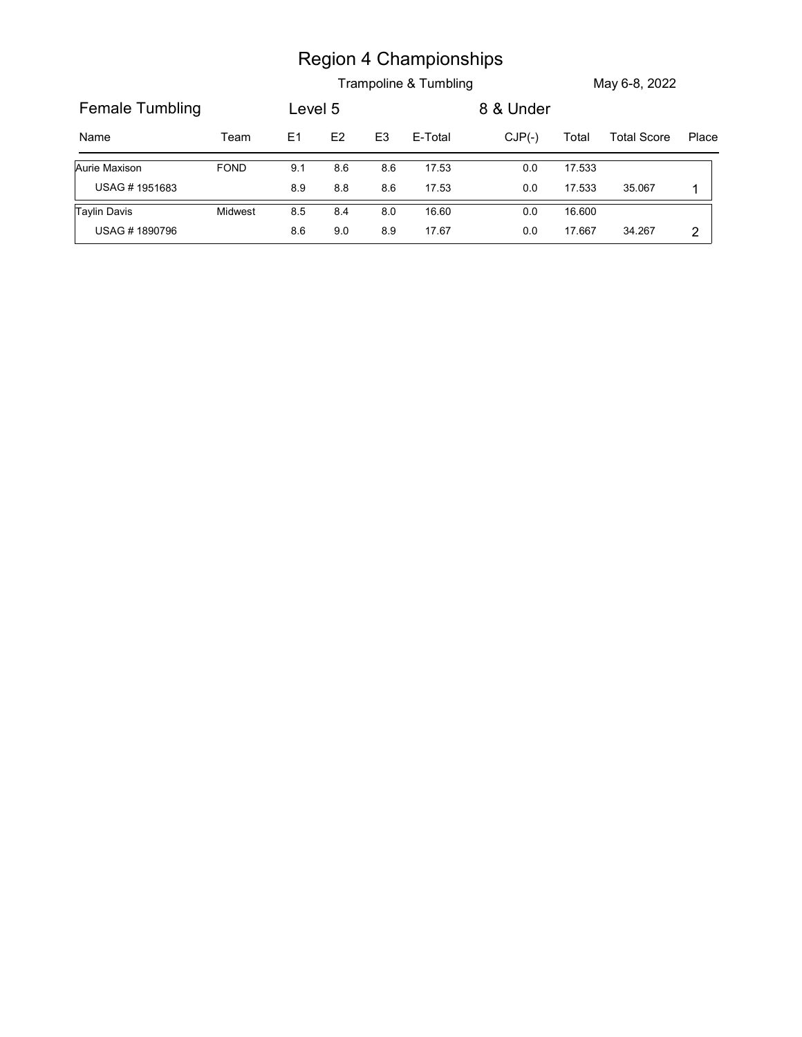# Region 4 Championships

Trampoline & Tumbling — May 6-8, 2022

## Female Tumbling — Level 5 — 8 & Under

| Name | Team | E1 | E2 | E3 | E-Total | CJP(-) | Total | Total Score | Place |
|---|---|---|---|---|---|---|---|---|---|
| Aurie Maxison | FOND | 9.1 | 8.6 | 8.6 | 17.53 | 0.0 | 17.533 | | |
| USAG # 1951683 | | 8.9 | 8.8 | 8.6 | 17.53 | 0.0 | 17.533 | 35.067 | 1 |
| Taylin Davis | Midwest | 8.5 | 8.4 | 8.0 | 16.60 | 0.0 | 16.600 | | |
| USAG # 1890796 | | 8.6 | 9.0 | 8.9 | 17.67 | 0.0 | 17.667 | 34.267 | 2 |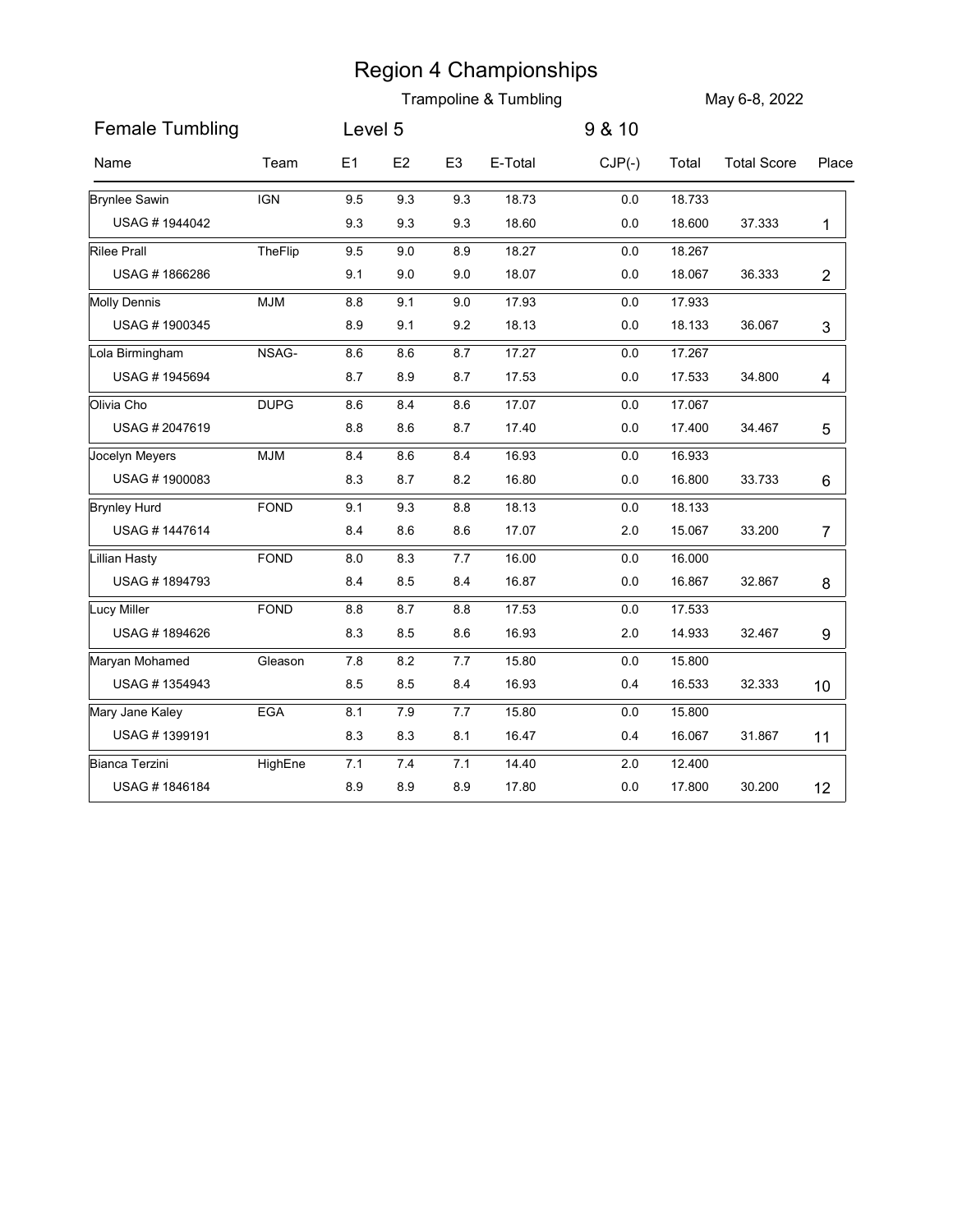# Region 4 Championships

Trampoline & Tumbling

May 6-8, 2022

Female Tumbling | Level 5 | 9 & 10

| Name | Team | E1 | E2 | E3 | E-Total | CJP(-) | Total | Total Score | Place |
|---|---|---|---|---|---|---|---|---|---|
| Brynlee Sawin | IGN | 9.5 | 9.3 | 9.3 | 18.73 | 0.0 | 18.733 | | |
| USAG # 1944042 | | 9.3 | 9.3 | 9.3 | 18.60 | 0.0 | 18.600 | 37.333 | 1 |
| Rilee Prall | TheFlip | 9.5 | 9.0 | 8.9 | 18.27 | 0.0 | 18.267 | | |
| USAG # 1866286 | | 9.1 | 9.0 | 9.0 | 18.07 | 0.0 | 18.067 | 36.333 | 2 |
| Molly Dennis | MJM | 8.8 | 9.1 | 9.0 | 17.93 | 0.0 | 17.933 | | |
| USAG # 1900345 | | 8.9 | 9.1 | 9.2 | 18.13 | 0.0 | 18.133 | 36.067 | 3 |
| Lola Birmingham | NSAG- | 8.6 | 8.6 | 8.7 | 17.27 | 0.0 | 17.267 | | |
| USAG # 1945694 | | 8.7 | 8.9 | 8.7 | 17.53 | 0.0 | 17.533 | 34.800 | 4 |
| Olivia Cho | DUPG | 8.6 | 8.4 | 8.6 | 17.07 | 0.0 | 17.067 | | |
| USAG # 2047619 | | 8.8 | 8.6 | 8.7 | 17.40 | 0.0 | 17.400 | 34.467 | 5 |
| Jocelyn Meyers | MJM | 8.4 | 8.6 | 8.4 | 16.93 | 0.0 | 16.933 | | |
| USAG # 1900083 | | 8.3 | 8.7 | 8.2 | 16.80 | 0.0 | 16.800 | 33.733 | 6 |
| Brynley Hurd | FOND | 9.1 | 9.3 | 8.8 | 18.13 | 0.0 | 18.133 | | |
| USAG # 1447614 | | 8.4 | 8.6 | 8.6 | 17.07 | 2.0 | 15.067 | 33.200 | 7 |
| Lillian Hasty | FOND | 8.0 | 8.3 | 7.7 | 16.00 | 0.0 | 16.000 | | |
| USAG # 1894793 | | 8.4 | 8.5 | 8.4 | 16.87 | 0.0 | 16.867 | 32.867 | 8 |
| Lucy Miller | FOND | 8.8 | 8.7 | 8.8 | 17.53 | 0.0 | 17.533 | | |
| USAG # 1894626 | | 8.3 | 8.5 | 8.6 | 16.93 | 2.0 | 14.933 | 32.467 | 9 |
| Maryan Mohamed | Gleason | 7.8 | 8.2 | 7.7 | 15.80 | 0.0 | 15.800 | | |
| USAG # 1354943 | | 8.5 | 8.5 | 8.4 | 16.93 | 0.4 | 16.533 | 32.333 | 10 |
| Mary Jane Kaley | EGA | 8.1 | 7.9 | 7.7 | 15.80 | 0.0 | 15.800 | | |
| USAG # 1399191 | | 8.3 | 8.3 | 8.1 | 16.47 | 0.4 | 16.067 | 31.867 | 11 |
| Bianca Terzini | HighEne | 7.1 | 7.4 | 7.1 | 14.40 | 2.0 | 12.400 | | |
| USAG # 1846184 | | 8.9 | 8.9 | 8.9 | 17.80 | 0.0 | 17.800 | 30.200 | 12 |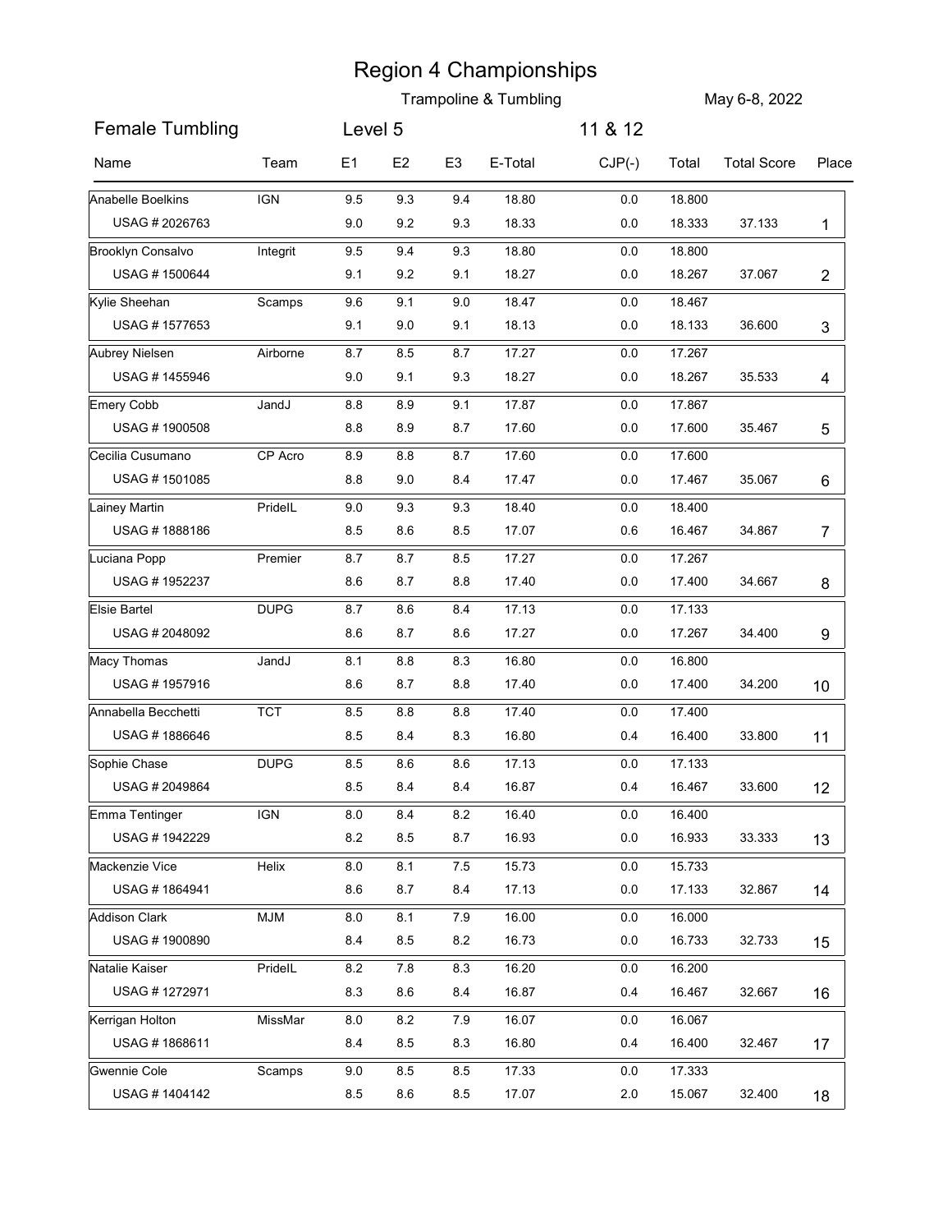# Region 4 Championships

Trampoline & Tumbling

May 6-8, 2022

## Female Tumbling

Level 5

11 & 12

| Name | Team | E1 | E2 | E3 | E-Total | CJP(-) | Total | Total Score | Place |
|---|---|---|---|---|---|---|---|---|---|
| Anabelle Boelkins | IGN | 9.5 | 9.3 | 9.4 | 18.80 | 0.0 | 18.800 | | |
| USAG # 2026763 | | 9.0 | 9.2 | 9.3 | 18.33 | 0.0 | 18.333 | 37.133 | 1 |
| Brooklyn Consalvo | Integrit | 9.5 | 9.4 | 9.3 | 18.80 | 0.0 | 18.800 | | |
| USAG # 1500644 | | 9.1 | 9.2 | 9.1 | 18.27 | 0.0 | 18.267 | 37.067 | 2 |
| Kylie Sheehan | Scamps | 9.6 | 9.1 | 9.0 | 18.47 | 0.0 | 18.467 | | |
| USAG # 1577653 | | 9.1 | 9.0 | 9.1 | 18.13 | 0.0 | 18.133 | 36.600 | 3 |
| Aubrey Nielsen | Airborne | 8.7 | 8.5 | 8.7 | 17.27 | 0.0 | 17.267 | | |
| USAG # 1455946 | | 9.0 | 9.1 | 9.3 | 18.27 | 0.0 | 18.267 | 35.533 | 4 |
| Emery Cobb | JandJ | 8.8 | 8.9 | 9.1 | 17.87 | 0.0 | 17.867 | | |
| USAG # 1900508 | | 8.8 | 8.9 | 8.7 | 17.60 | 0.0 | 17.600 | 35.467 | 5 |
| Cecilia Cusumano | CP Acro | 8.9 | 8.8 | 8.7 | 17.60 | 0.0 | 17.600 | | |
| USAG # 1501085 | | 8.8 | 9.0 | 8.4 | 17.47 | 0.0 | 17.467 | 35.067 | 6 |
| Lainey Martin | PrideIL | 9.0 | 9.3 | 9.3 | 18.40 | 0.0 | 18.400 | | |
| USAG # 1888186 | | 8.5 | 8.6 | 8.5 | 17.07 | 0.6 | 16.467 | 34.867 | 7 |
| Luciana Popp | Premier | 8.7 | 8.7 | 8.5 | 17.27 | 0.0 | 17.267 | | |
| USAG # 1952237 | | 8.6 | 8.7 | 8.8 | 17.40 | 0.0 | 17.400 | 34.667 | 8 |
| Elsie Bartel | DUPG | 8.7 | 8.6 | 8.4 | 17.13 | 0.0 | 17.133 | | |
| USAG # 2048092 | | 8.6 | 8.7 | 8.6 | 17.27 | 0.0 | 17.267 | 34.400 | 9 |
| Macy Thomas | JandJ | 8.1 | 8.8 | 8.3 | 16.80 | 0.0 | 16.800 | | |
| USAG # 1957916 | | 8.6 | 8.7 | 8.8 | 17.40 | 0.0 | 17.400 | 34.200 | 10 |
| Annabella Becchetti | TCT | 8.5 | 8.8 | 8.8 | 17.40 | 0.0 | 17.400 | | |
| USAG # 1886646 | | 8.5 | 8.4 | 8.3 | 16.80 | 0.4 | 16.400 | 33.800 | 11 |
| Sophie Chase | DUPG | 8.5 | 8.6 | 8.6 | 17.13 | 0.0 | 17.133 | | |
| USAG # 2049864 | | 8.5 | 8.4 | 8.4 | 16.87 | 0.4 | 16.467 | 33.600 | 12 |
| Emma Tentinger | IGN | 8.0 | 8.4 | 8.2 | 16.40 | 0.0 | 16.400 | | |
| USAG # 1942229 | | 8.2 | 8.5 | 8.7 | 16.93 | 0.0 | 16.933 | 33.333 | 13 |
| Mackenzie Vice | Helix | 8.0 | 8.1 | 7.5 | 15.73 | 0.0 | 15.733 | | |
| USAG # 1864941 | | 8.6 | 8.7 | 8.4 | 17.13 | 0.0 | 17.133 | 32.867 | 14 |
| Addison Clark | MJM | 8.0 | 8.1 | 7.9 | 16.00 | 0.0 | 16.000 | | |
| USAG # 1900890 | | 8.4 | 8.5 | 8.2 | 16.73 | 0.0 | 16.733 | 32.733 | 15 |
| Natalie Kaiser | PrideIL | 8.2 | 7.8 | 8.3 | 16.20 | 0.0 | 16.200 | | |
| USAG # 1272971 | | 8.3 | 8.6 | 8.4 | 16.87 | 0.4 | 16.467 | 32.667 | 16 |
| Kerrigan Holton | MissMar | 8.0 | 8.2 | 7.9 | 16.07 | 0.0 | 16.067 | | |
| USAG # 1868611 | | 8.4 | 8.5 | 8.3 | 16.80 | 0.4 | 16.400 | 32.467 | 17 |
| Gwennie Cole | Scamps | 9.0 | 8.5 | 8.5 | 17.33 | 0.0 | 17.333 | | |
| USAG # 1404142 | | 8.5 | 8.6 | 8.5 | 17.07 | 2.0 | 15.067 | 32.400 | 18 |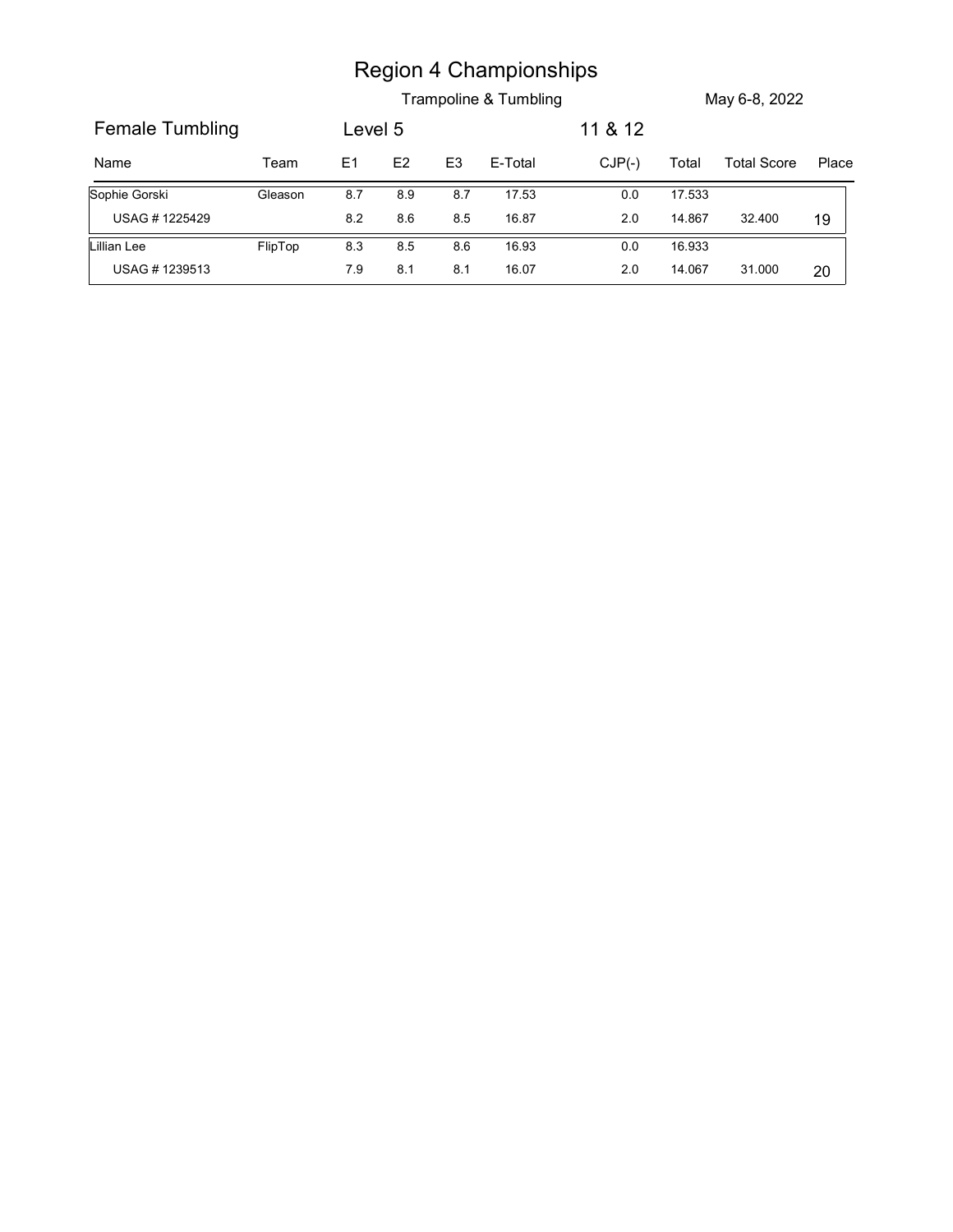# Region 4 Championships

Trampoline & Tumbling

May 6-8, 2022

## Female Tumbling

Level 5

11 & 12

| Name | Team | E1 | E2 | E3 | E-Total | CJP(-) | Total | Total Score | Place |
|---|---|---|---|---|---|---|---|---|---|
| Sophie Gorski | Gleason | 8.7 | 8.9 | 8.7 | 17.53 | 0.0 | 17.533 | | |
| USAG # 1225429 | | 8.2 | 8.6 | 8.5 | 16.87 | 2.0 | 14.867 | 32.400 | 19 |
| Lillian Lee | FlipTop | 8.3 | 8.5 | 8.6 | 16.93 | 0.0 | 16.933 | | |
| USAG # 1239513 | | 7.9 | 8.1 | 8.1 | 16.07 | 2.0 | 14.067 | 31.000 | 20 |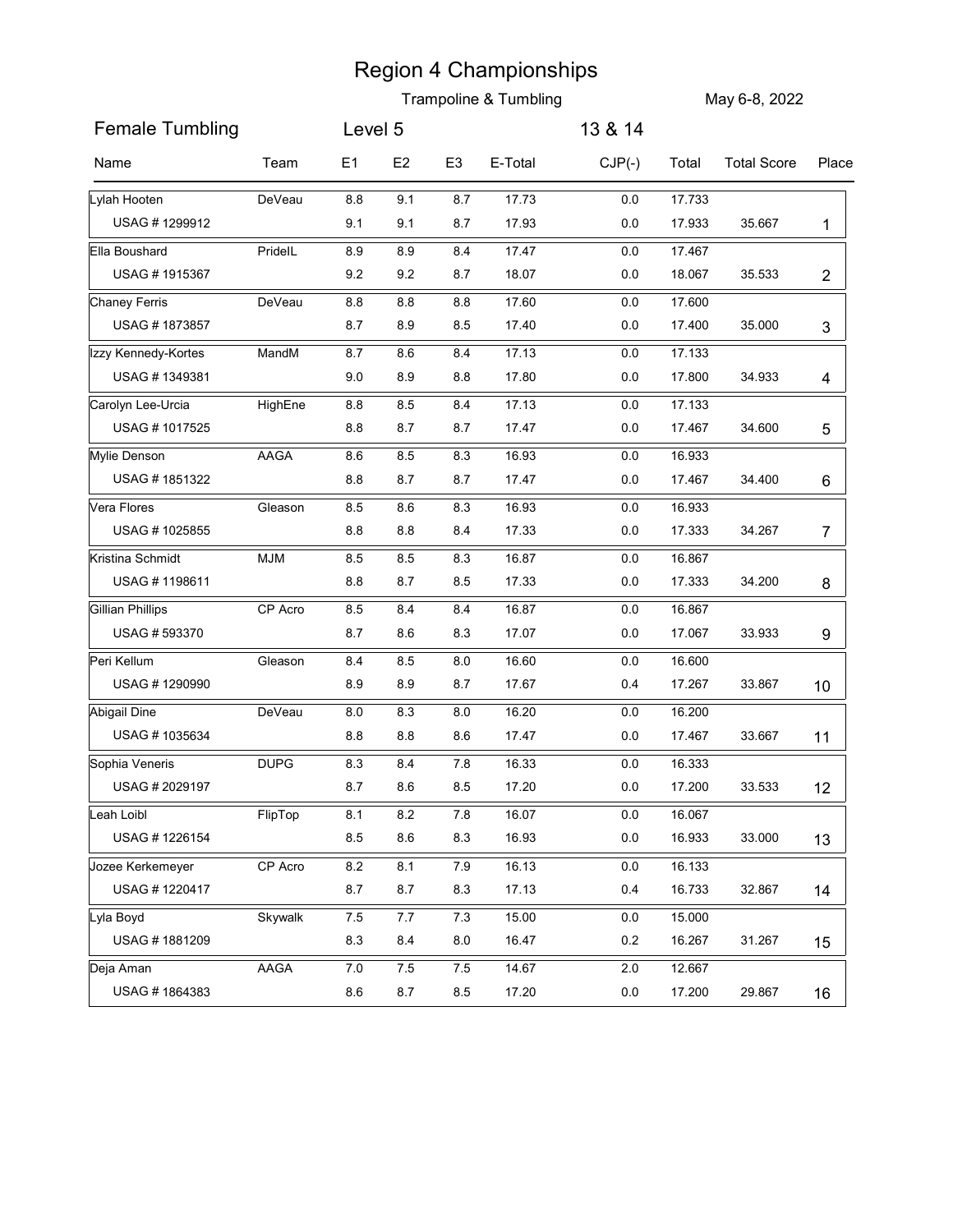# Region 4 Championships

Trampoline & Tumbling

May 6-8, 2022

**Female Tumbling** Level 5 13 & 14

| Name | Team | E1 | E2 | E3 | E-Total | CJP(-) | Total | Total Score | Place |
|---|---|---|---|---|---|---|---|---|---|
| Lylah Hooten | DeVeau | 8.8 | 9.1 | 8.7 | 17.73 | 0.0 | 17.733 | | |
| USAG # 1299912 | | 9.1 | 9.1 | 8.7 | 17.93 | 0.0 | 17.933 | 35.667 | 1 |
| Ella Boushard | PrideIL | 8.9 | 8.9 | 8.4 | 17.47 | 0.0 | 17.467 | | |
| USAG # 1915367 | | 9.2 | 9.2 | 8.7 | 18.07 | 0.0 | 18.067 | 35.533 | 2 |
| Chaney Ferris | DeVeau | 8.8 | 8.8 | 8.8 | 17.60 | 0.0 | 17.600 | | |
| USAG # 1873857 | | 8.7 | 8.9 | 8.5 | 17.40 | 0.0 | 17.400 | 35.000 | 3 |
| Izzy Kennedy-Kortes | MandM | 8.7 | 8.6 | 8.4 | 17.13 | 0.0 | 17.133 | | |
| USAG # 1349381 | | 9.0 | 8.9 | 8.8 | 17.80 | 0.0 | 17.800 | 34.933 | 4 |
| Carolyn Lee-Urcia | HighEne | 8.8 | 8.5 | 8.4 | 17.13 | 0.0 | 17.133 | | |
| USAG # 1017525 | | 8.8 | 8.7 | 8.7 | 17.47 | 0.0 | 17.467 | 34.600 | 5 |
| Mylie Denson | AAGA | 8.6 | 8.5 | 8.3 | 16.93 | 0.0 | 16.933 | | |
| USAG # 1851322 | | 8.8 | 8.7 | 8.7 | 17.47 | 0.0 | 17.467 | 34.400 | 6 |
| Vera Flores | Gleason | 8.5 | 8.6 | 8.3 | 16.93 | 0.0 | 16.933 | | |
| USAG # 1025855 | | 8.8 | 8.8 | 8.4 | 17.33 | 0.0 | 17.333 | 34.267 | 7 |
| Kristina Schmidt | MJM | 8.5 | 8.5 | 8.3 | 16.87 | 0.0 | 16.867 | | |
| USAG # 1198611 | | 8.8 | 8.7 | 8.5 | 17.33 | 0.0 | 17.333 | 34.200 | 8 |
| Gillian Phillips | CP Acro | 8.5 | 8.4 | 8.4 | 16.87 | 0.0 | 16.867 | | |
| USAG # 593370 | | 8.7 | 8.6 | 8.3 | 17.07 | 0.0 | 17.067 | 33.933 | 9 |
| Peri Kellum | Gleason | 8.4 | 8.5 | 8.0 | 16.60 | 0.0 | 16.600 | | |
| USAG # 1290990 | | 8.9 | 8.9 | 8.7 | 17.67 | 0.4 | 17.267 | 33.867 | 10 |
| Abigail Dine | DeVeau | 8.0 | 8.3 | 8.0 | 16.20 | 0.0 | 16.200 | | |
| USAG # 1035634 | | 8.8 | 8.8 | 8.6 | 17.47 | 0.0 | 17.467 | 33.667 | 11 |
| Sophia Veneris | DUPG | 8.3 | 8.4 | 7.8 | 16.33 | 0.0 | 16.333 | | |
| USAG # 2029197 | | 8.7 | 8.6 | 8.5 | 17.20 | 0.0 | 17.200 | 33.533 | 12 |
| Leah Loibl | FlipTop | 8.1 | 8.2 | 7.8 | 16.07 | 0.0 | 16.067 | | |
| USAG # 1226154 | | 8.5 | 8.6 | 8.3 | 16.93 | 0.0 | 16.933 | 33.000 | 13 |
| Jozee Kerkemeyer | CP Acro | 8.2 | 8.1 | 7.9 | 16.13 | 0.0 | 16.133 | | |
| USAG # 1220417 | | 8.7 | 8.7 | 8.3 | 17.13 | 0.4 | 16.733 | 32.867 | 14 |
| Lyla Boyd | Skywalk | 7.5 | 7.7 | 7.3 | 15.00 | 0.0 | 15.000 | | |
| USAG # 1881209 | | 8.3 | 8.4 | 8.0 | 16.47 | 0.2 | 16.267 | 31.267 | 15 |
| Deja Aman | AAGA | 7.0 | 7.5 | 7.5 | 14.67 | 2.0 | 12.667 | | |
| USAG # 1864383 | | 8.6 | 8.7 | 8.5 | 17.20 | 0.0 | 17.200 | 29.867 | 16 |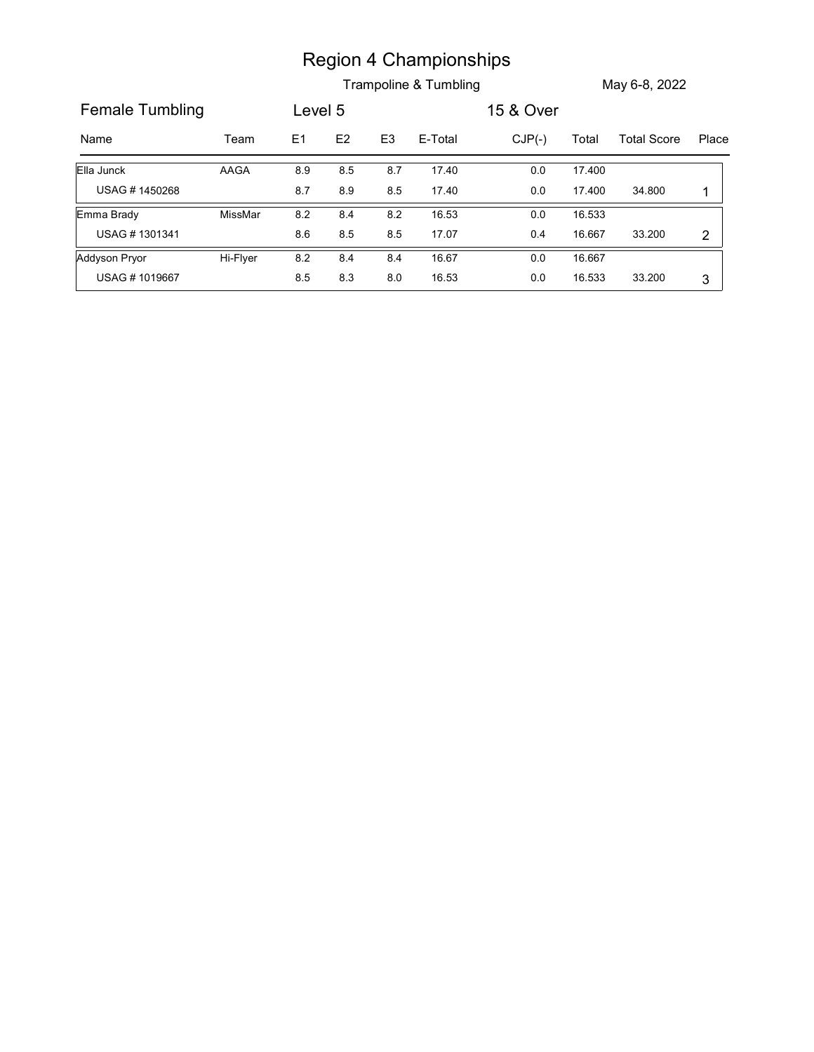# Region 4 Championships

Trampoline & Tumbling

May 6-8, 2022

Female Tumbling | Level 5 | 15 & Over

| Name | Team | E1 | E2 | E3 | E-Total | CJP(-) | Total | Total Score | Place |
|---|---|---|---|---|---|---|---|---|---|
| Ella Junck | AAGA | 8.9 | 8.5 | 8.7 | 17.40 | 0.0 | 17.400 | | |
| USAG # 1450268 | | 8.7 | 8.9 | 8.5 | 17.40 | 0.0 | 17.400 | 34.800 | 1 |
| Emma Brady | MissMar | 8.2 | 8.4 | 8.2 | 16.53 | 0.0 | 16.533 | | |
| USAG # 1301341 | | 8.6 | 8.5 | 8.5 | 17.07 | 0.4 | 16.667 | 33.200 | 2 |
| Addyson Pryor | Hi-Flyer | 8.2 | 8.4 | 8.4 | 16.67 | 0.0 | 16.667 | | |
| USAG # 1019667 | | 8.5 | 8.3 | 8.0 | 16.53 | 0.0 | 16.533 | 33.200 | 3 |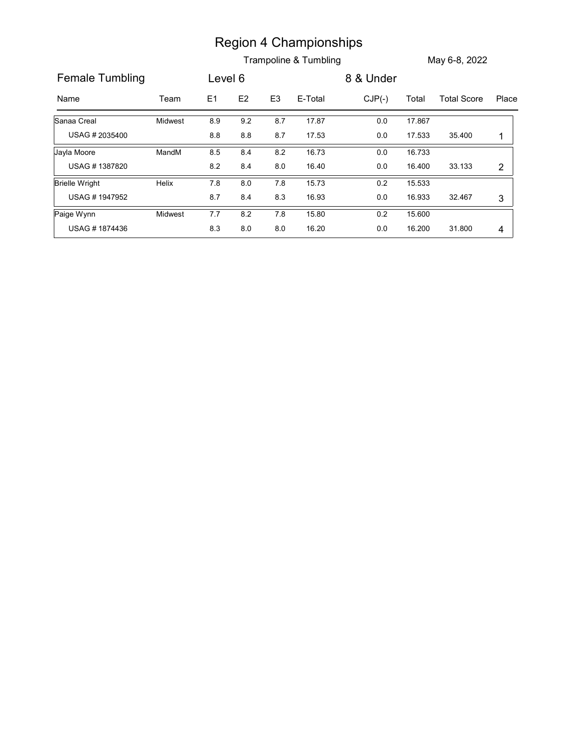# Region 4 Championships

Trampoline & Tumbling — May 6-8, 2022

**Female Tumbling** — Level 6 — 8 & Under

| Name | Team | E1 | E2 | E3 | E-Total | CJP(-) | Total | Total Score | Place |
|---|---|---|---|---|---|---|---|---|---|
| Sanaa Creal | Midwest | 8.9 | 9.2 | 8.7 | 17.87 | 0.0 | 17.867 | | |
| USAG # 2035400 | | 8.8 | 8.8 | 8.7 | 17.53 | 0.0 | 17.533 | 35.400 | 1 |
| Jayla Moore | MandM | 8.5 | 8.4 | 8.2 | 16.73 | 0.0 | 16.733 | | |
| USAG # 1387820 | | 8.2 | 8.4 | 8.0 | 16.40 | 0.0 | 16.400 | 33.133 | 2 |
| Brielle Wright | Helix | 7.8 | 8.0 | 7.8 | 15.73 | 0.2 | 15.533 | | |
| USAG # 1947952 | | 8.7 | 8.4 | 8.3 | 16.93 | 0.0 | 16.933 | 32.467 | 3 |
| Paige Wynn | Midwest | 7.7 | 8.2 | 7.8 | 15.80 | 0.2 | 15.600 | | |
| USAG # 1874436 | | 8.3 | 8.0 | 8.0 | 16.20 | 0.0 | 16.200 | 31.800 | 4 |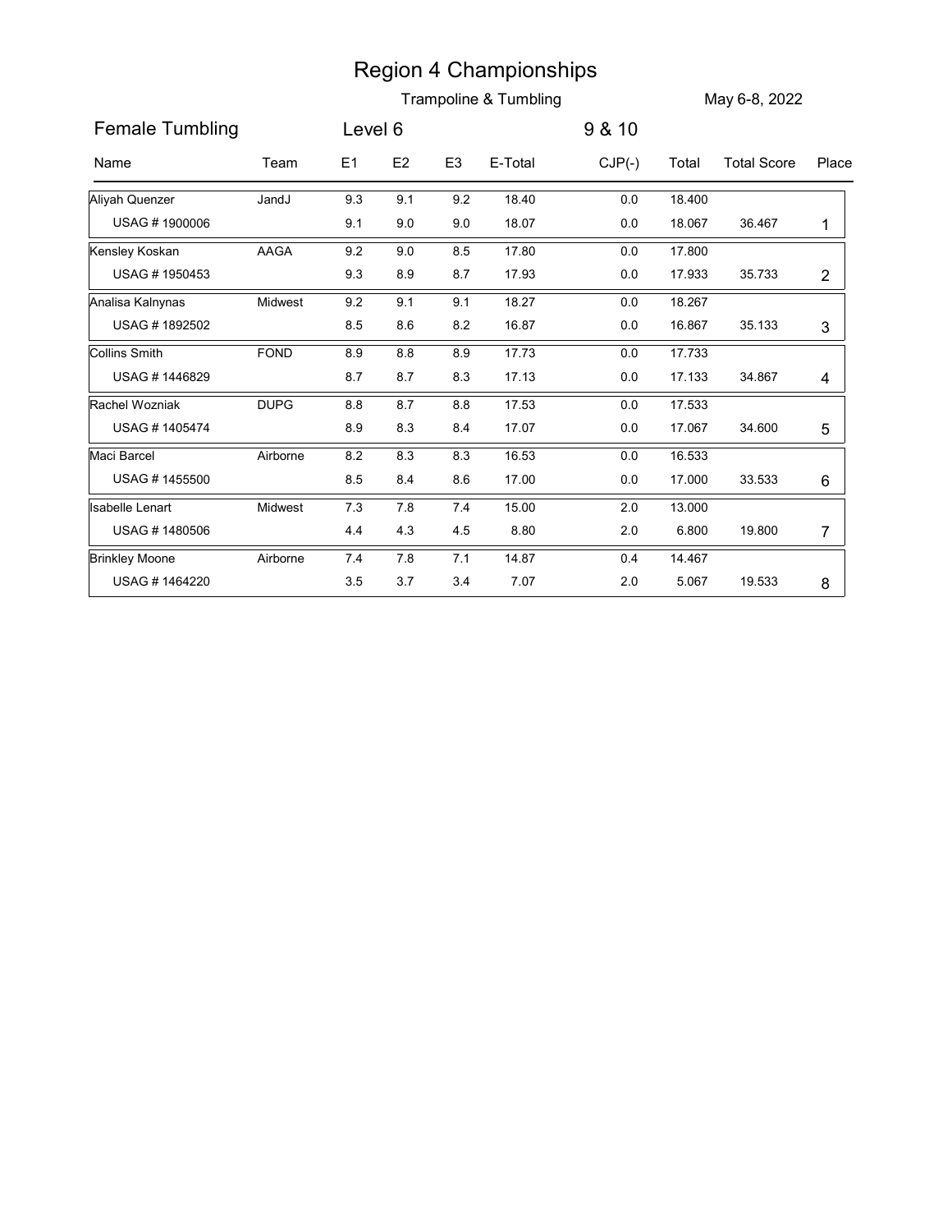# Region 4 Championships

Trampoline & Tumbling

May 6-8, 2022

## Female Tumbling

Level 6

9 & 10

| Name | Team | E1 | E2 | E3 | E-Total | CJP(-) | Total | Total Score | Place |
|---|---|---|---|---|---|---|---|---|---|
| Aliyah Quenzer | JandJ | 9.3 | 9.1 | 9.2 | 18.40 | 0.0 | 18.400 | | |
| USAG # 1900006 | | 9.1 | 9.0 | 9.0 | 18.07 | 0.0 | 18.067 | 36.467 | 1 |
| Kensley Koskan | AAGA | 9.2 | 9.0 | 8.5 | 17.80 | 0.0 | 17.800 | | |
| USAG # 1950453 | | 9.3 | 8.9 | 8.7 | 17.93 | 0.0 | 17.933 | 35.733 | 2 |
| Analisa Kalnynas | Midwest | 9.2 | 9.1 | 9.1 | 18.27 | 0.0 | 18.267 | | |
| USAG # 1892502 | | 8.5 | 8.6 | 8.2 | 16.87 | 0.0 | 16.867 | 35.133 | 3 |
| Collins Smith | FOND | 8.9 | 8.8 | 8.9 | 17.73 | 0.0 | 17.733 | | |
| USAG # 1446829 | | 8.7 | 8.7 | 8.3 | 17.13 | 0.0 | 17.133 | 34.867 | 4 |
| Rachel Wozniak | DUPG | 8.8 | 8.7 | 8.8 | 17.53 | 0.0 | 17.533 | | |
| USAG # 1405474 | | 8.9 | 8.3 | 8.4 | 17.07 | 0.0 | 17.067 | 34.600 | 5 |
| Maci Barcel | Airborne | 8.2 | 8.3 | 8.3 | 16.53 | 0.0 | 16.533 | | |
| USAG # 1455500 | | 8.5 | 8.4 | 8.6 | 17.00 | 0.0 | 17.000 | 33.533 | 6 |
| Isabelle Lenart | Midwest | 7.3 | 7.8 | 7.4 | 15.00 | 2.0 | 13.000 | | |
| USAG # 1480506 | | 4.4 | 4.3 | 4.5 | 8.80 | 2.0 | 6.800 | 19.800 | 7 |
| Brinkley Moone | Airborne | 7.4 | 7.8 | 7.1 | 14.87 | 0.4 | 14.467 | | |
| USAG # 1464220 | | 3.5 | 3.7 | 3.4 | 7.07 | 2.0 | 5.067 | 19.533 | 8 |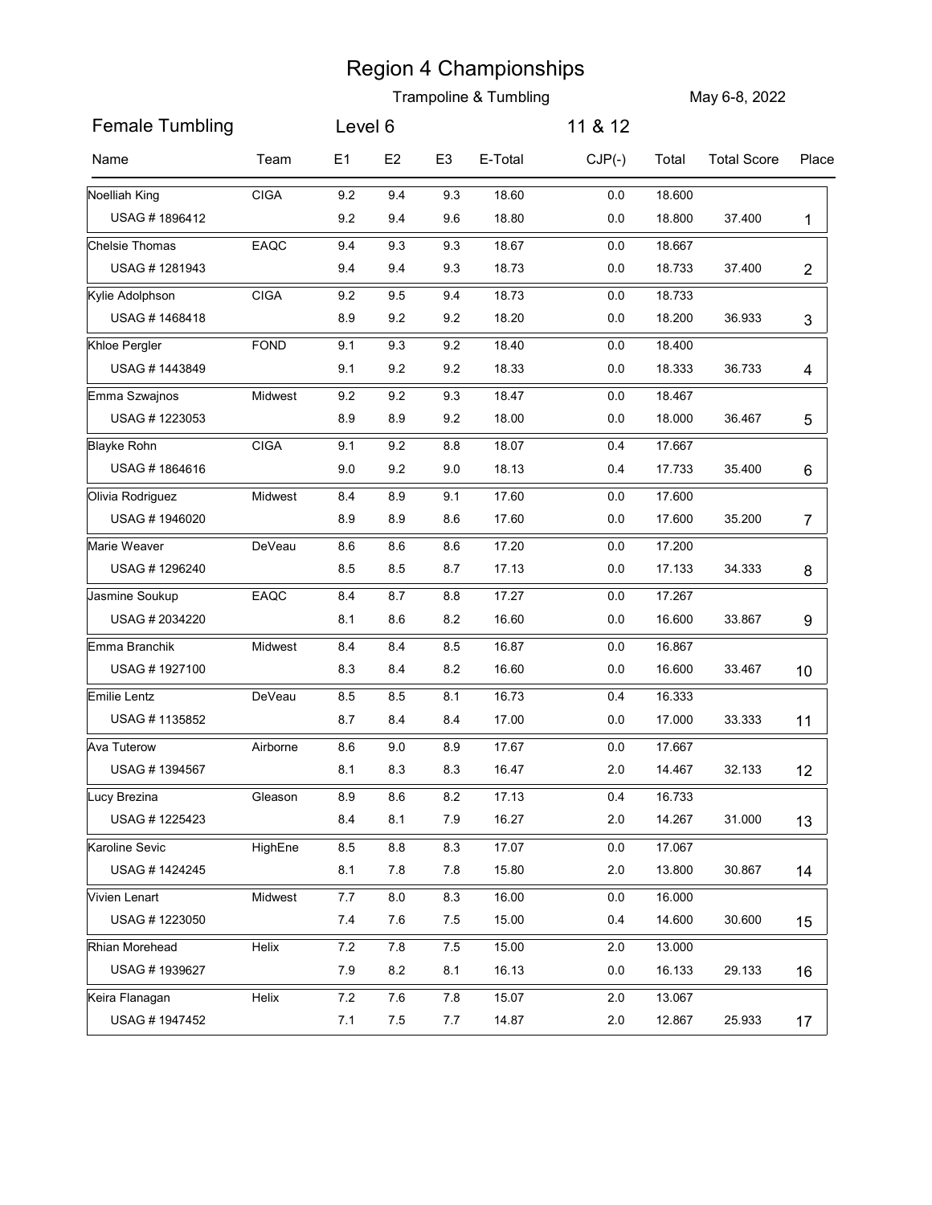# Region 4 Championships

Trampoline & Tumbling

May 6-8, 2022

## Female Tumbling

Level 6

11 & 12

| Name | Team | E1 | E2 | E3 | E-Total | CJP(-) | Total | Total Score | Place |
|---|---|---|---|---|---|---|---|---|---|
| Noelliah King | CIGA | 9.2 | 9.4 | 9.3 | 18.60 | 0.0 | 18.600 | | |
| USAG # 1896412 | | 9.2 | 9.4 | 9.6 | 18.80 | 0.0 | 18.800 | 37.400 | 1 |
| Chelsie Thomas | EAQC | 9.4 | 9.3 | 9.3 | 18.67 | 0.0 | 18.667 | | |
| USAG # 1281943 | | 9.4 | 9.4 | 9.3 | 18.73 | 0.0 | 18.733 | 37.400 | 2 |
| Kylie Adolphson | CIGA | 9.2 | 9.5 | 9.4 | 18.73 | 0.0 | 18.733 | | |
| USAG # 1468418 | | 8.9 | 9.2 | 9.2 | 18.20 | 0.0 | 18.200 | 36.933 | 3 |
| Khloe Pergler | FOND | 9.1 | 9.3 | 9.2 | 18.40 | 0.0 | 18.400 | | |
| USAG # 1443849 | | 9.1 | 9.2 | 9.2 | 18.33 | 0.0 | 18.333 | 36.733 | 4 |
| Emma Szwajnos | Midwest | 9.2 | 9.2 | 9.3 | 18.47 | 0.0 | 18.467 | | |
| USAG # 1223053 | | 8.9 | 8.9 | 9.2 | 18.00 | 0.0 | 18.000 | 36.467 | 5 |
| Blayke Rohn | CIGA | 9.1 | 9.2 | 8.8 | 18.07 | 0.4 | 17.667 | | |
| USAG # 1864616 | | 9.0 | 9.2 | 9.0 | 18.13 | 0.4 | 17.733 | 35.400 | 6 |
| Olivia Rodriguez | Midwest | 8.4 | 8.9 | 9.1 | 17.60 | 0.0 | 17.600 | | |
| USAG # 1946020 | | 8.9 | 8.9 | 8.6 | 17.60 | 0.0 | 17.600 | 35.200 | 7 |
| Marie Weaver | DeVeau | 8.6 | 8.6 | 8.6 | 17.20 | 0.0 | 17.200 | | |
| USAG # 1296240 | | 8.5 | 8.5 | 8.7 | 17.13 | 0.0 | 17.133 | 34.333 | 8 |
| Jasmine Soukup | EAQC | 8.4 | 8.7 | 8.8 | 17.27 | 0.0 | 17.267 | | |
| USAG # 2034220 | | 8.1 | 8.6 | 8.2 | 16.60 | 0.0 | 16.600 | 33.867 | 9 |
| Emma Branchik | Midwest | 8.4 | 8.4 | 8.5 | 16.87 | 0.0 | 16.867 | | |
| USAG # 1927100 | | 8.3 | 8.4 | 8.2 | 16.60 | 0.0 | 16.600 | 33.467 | 10 |
| Emilie Lentz | DeVeau | 8.5 | 8.5 | 8.1 | 16.73 | 0.4 | 16.333 | | |
| USAG # 1135852 | | 8.7 | 8.4 | 8.4 | 17.00 | 0.0 | 17.000 | 33.333 | 11 |
| Ava Tuterow | Airborne | 8.6 | 9.0 | 8.9 | 17.67 | 0.0 | 17.667 | | |
| USAG # 1394567 | | 8.1 | 8.3 | 8.3 | 16.47 | 2.0 | 14.467 | 32.133 | 12 |
| Lucy Brezina | Gleason | 8.9 | 8.6 | 8.2 | 17.13 | 0.4 | 16.733 | | |
| USAG # 1225423 | | 8.4 | 8.1 | 7.9 | 16.27 | 2.0 | 14.267 | 31.000 | 13 |
| Karoline Sevic | HighEne | 8.5 | 8.8 | 8.3 | 17.07 | 0.0 | 17.067 | | |
| USAG # 1424245 | | 8.1 | 7.8 | 7.8 | 15.80 | 2.0 | 13.800 | 30.867 | 14 |
| Vivien Lenart | Midwest | 7.7 | 8.0 | 8.3 | 16.00 | 0.0 | 16.000 | | |
| USAG # 1223050 | | 7.4 | 7.6 | 7.5 | 15.00 | 0.4 | 14.600 | 30.600 | 15 |
| Rhian Morehead | Helix | 7.2 | 7.8 | 7.5 | 15.00 | 2.0 | 13.000 | | |
| USAG # 1939627 | | 7.9 | 8.2 | 8.1 | 16.13 | 0.0 | 16.133 | 29.133 | 16 |
| Keira Flanagan | Helix | 7.2 | 7.6 | 7.8 | 15.07 | 2.0 | 13.067 | | |
| USAG # 1947452 | | 7.1 | 7.5 | 7.7 | 14.87 | 2.0 | 12.867 | 25.933 | 17 |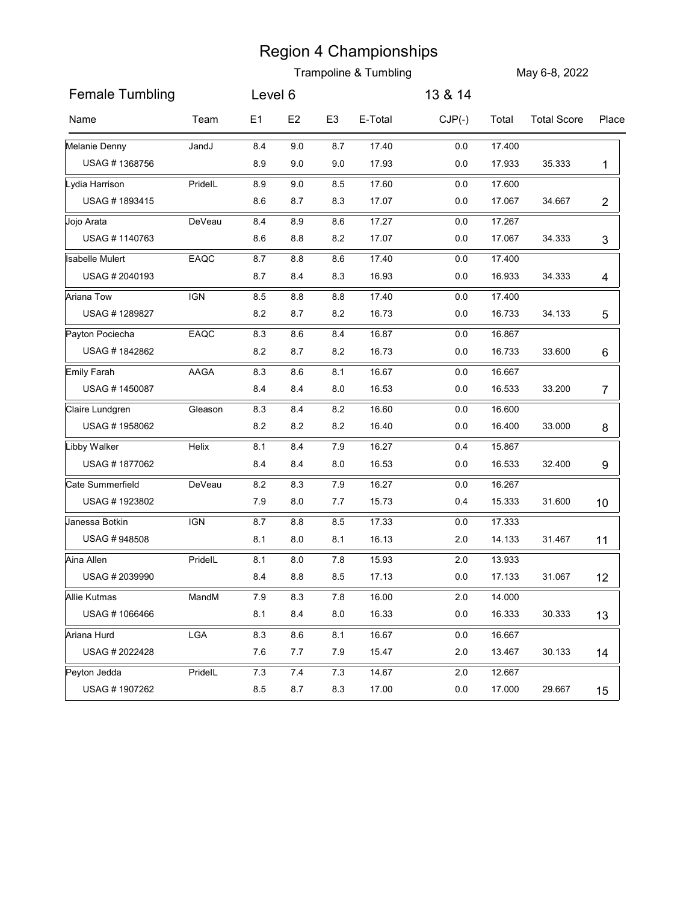# Region 4 Championships

Trampoline & Tumbling

May 6-8, 2022

## Female Tumbling

Level 6

13 & 14

| Name | Team | E1 | E2 | E3 | E-Total | CJP(-) | Total | Total Score | Place |
|---|---|---|---|---|---|---|---|---|---|
| Melanie Denny | JandJ | 8.4 | 9.0 | 8.7 | 17.40 | 0.0 | 17.400 | | |
| USAG # 1368756 | | 8.9 | 9.0 | 9.0 | 17.93 | 0.0 | 17.933 | 35.333 | 1 |
| Lydia Harrison | PrideIL | 8.9 | 9.0 | 8.5 | 17.60 | 0.0 | 17.600 | | |
| USAG # 1893415 | | 8.6 | 8.7 | 8.3 | 17.07 | 0.0 | 17.067 | 34.667 | 2 |
| Jojo Arata | DeVeau | 8.4 | 8.9 | 8.6 | 17.27 | 0.0 | 17.267 | | |
| USAG # 1140763 | | 8.6 | 8.8 | 8.2 | 17.07 | 0.0 | 17.067 | 34.333 | 3 |
| Isabelle Mulert | EAQC | 8.7 | 8.8 | 8.6 | 17.40 | 0.0 | 17.400 | | |
| USAG # 2040193 | | 8.7 | 8.4 | 8.3 | 16.93 | 0.0 | 16.933 | 34.333 | 4 |
| Ariana Tow | IGN | 8.5 | 8.8 | 8.8 | 17.40 | 0.0 | 17.400 | | |
| USAG # 1289827 | | 8.2 | 8.7 | 8.2 | 16.73 | 0.0 | 16.733 | 34.133 | 5 |
| Payton Pociecha | EAQC | 8.3 | 8.6 | 8.4 | 16.87 | 0.0 | 16.867 | | |
| USAG # 1842862 | | 8.2 | 8.7 | 8.2 | 16.73 | 0.0 | 16.733 | 33.600 | 6 |
| Emily Farah | AAGA | 8.3 | 8.6 | 8.1 | 16.67 | 0.0 | 16.667 | | |
| USAG # 1450087 | | 8.4 | 8.4 | 8.0 | 16.53 | 0.0 | 16.533 | 33.200 | 7 |
| Claire Lundgren | Gleason | 8.3 | 8.4 | 8.2 | 16.60 | 0.0 | 16.600 | | |
| USAG # 1958062 | | 8.2 | 8.2 | 8.2 | 16.40 | 0.0 | 16.400 | 33.000 | 8 |
| Libby Walker | Helix | 8.1 | 8.4 | 7.9 | 16.27 | 0.4 | 15.867 | | |
| USAG # 1877062 | | 8.4 | 8.4 | 8.0 | 16.53 | 0.0 | 16.533 | 32.400 | 9 |
| Cate Summerfield | DeVeau | 8.2 | 8.3 | 7.9 | 16.27 | 0.0 | 16.267 | | |
| USAG # 1923802 | | 7.9 | 8.0 | 7.7 | 15.73 | 0.4 | 15.333 | 31.600 | 10 |
| Janessa Botkin | IGN | 8.7 | 8.8 | 8.5 | 17.33 | 0.0 | 17.333 | | |
| USAG # 948508 | | 8.1 | 8.0 | 8.1 | 16.13 | 2.0 | 14.133 | 31.467 | 11 |
| Aina Allen | PrideIL | 8.1 | 8.0 | 7.8 | 15.93 | 2.0 | 13.933 | | |
| USAG # 2039990 | | 8.4 | 8.8 | 8.5 | 17.13 | 0.0 | 17.133 | 31.067 | 12 |
| Allie Kutmas | MandM | 7.9 | 8.3 | 7.8 | 16.00 | 2.0 | 14.000 | | |
| USAG # 1066466 | | 8.1 | 8.4 | 8.0 | 16.33 | 0.0 | 16.333 | 30.333 | 13 |
| Ariana Hurd | LGA | 8.3 | 8.6 | 8.1 | 16.67 | 0.0 | 16.667 | | |
| USAG # 2022428 | | 7.6 | 7.7 | 7.9 | 15.47 | 2.0 | 13.467 | 30.133 | 14 |
| Peyton Jedda | PrideIL | 7.3 | 7.4 | 7.3 | 14.67 | 2.0 | 12.667 | | |
| USAG # 1907262 | | 8.5 | 8.7 | 8.3 | 17.00 | 0.0 | 17.000 | 29.667 | 15 |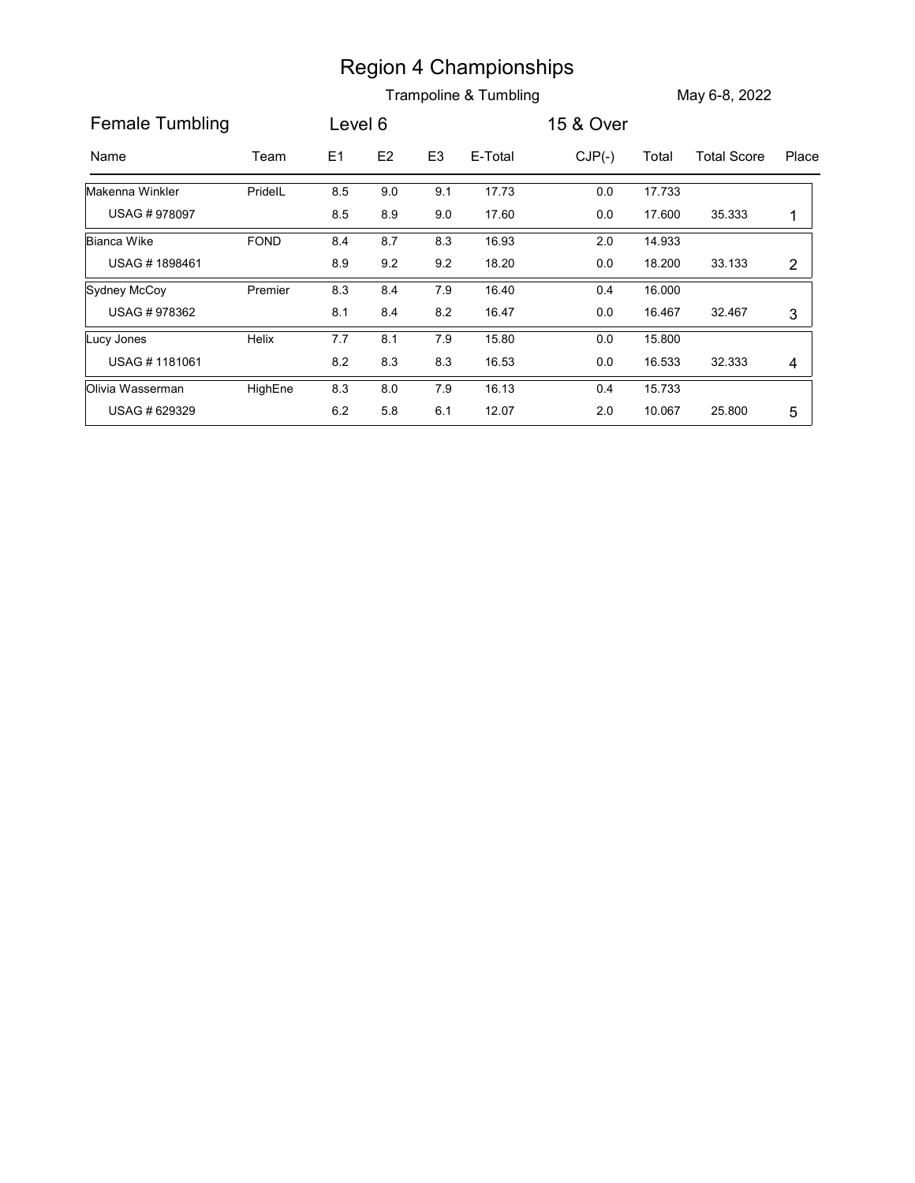# Region 4 Championships

Trampoline & Tumbling

May 6-8, 2022

Female Tumbling | Level 6 | 15 & Over

| Name | Team | E1 | E2 | E3 | E-Total | CJP(-) | Total | Total Score | Place |
|---|---|---|---|---|---|---|---|---|---|
| Makenna Winkler | PrideIL | 8.5 | 9.0 | 9.1 | 17.73 | 0.0 | 17.733 | | |
| USAG # 978097 | | 8.5 | 8.9 | 9.0 | 17.60 | 0.0 | 17.600 | 35.333 | 1 |
| Bianca Wike | FOND | 8.4 | 8.7 | 8.3 | 16.93 | 2.0 | 14.933 | | |
| USAG # 1898461 | | 8.9 | 9.2 | 9.2 | 18.20 | 0.0 | 18.200 | 33.133 | 2 |
| Sydney McCoy | Premier | 8.3 | 8.4 | 7.9 | 16.40 | 0.4 | 16.000 | | |
| USAG # 978362 | | 8.1 | 8.4 | 8.2 | 16.47 | 0.0 | 16.467 | 32.467 | 3 |
| Lucy Jones | Helix | 7.7 | 8.1 | 7.9 | 15.80 | 0.0 | 15.800 | | |
| USAG # 1181061 | | 8.2 | 8.3 | 8.3 | 16.53 | 0.0 | 16.533 | 32.333 | 4 |
| Olivia Wasserman | HighEne | 8.3 | 8.0 | 7.9 | 16.13 | 0.4 | 15.733 | | |
| USAG # 629329 | | 6.2 | 5.8 | 6.1 | 12.07 | 2.0 | 10.067 | 25.800 | 5 |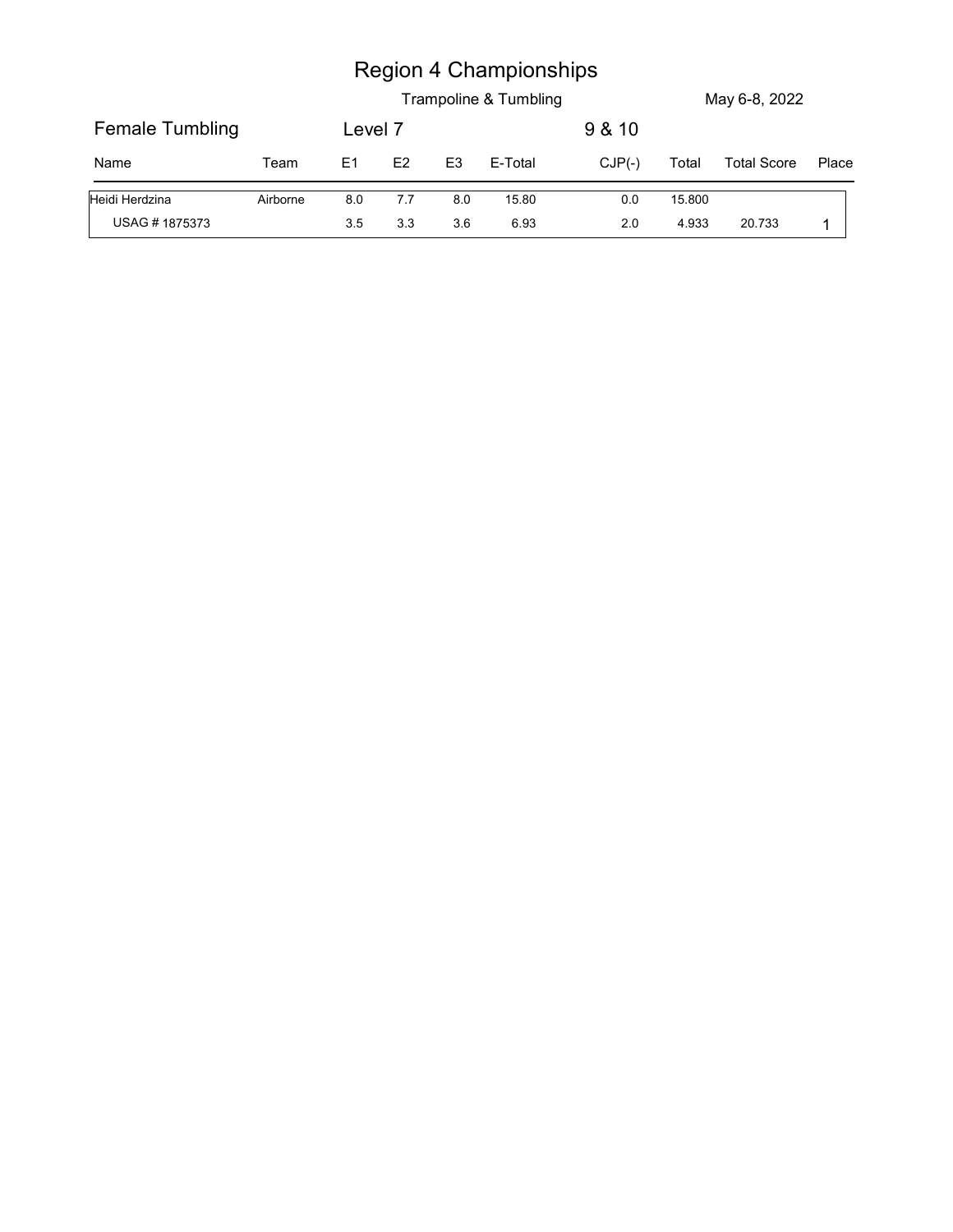# Region 4 Championships

Trampoline & Tumbling — May 6-8, 2022

Female Tumbling — Level 7 — 9 & 10

| Name | Team | E1 | E2 | E3 | E-Total | CJP(-) | Total | Total Score | Place |
|---|---|---|---|---|---|---|---|---|---|
| Heidi Herdzina | Airborne | 8.0 | 7.7 | 8.0 | 15.80 | 0.0 | 15.800 | | |
| USAG # 1875373 | | 3.5 | 3.3 | 3.6 | 6.93 | 2.0 | 4.933 | 20.733 | 1 |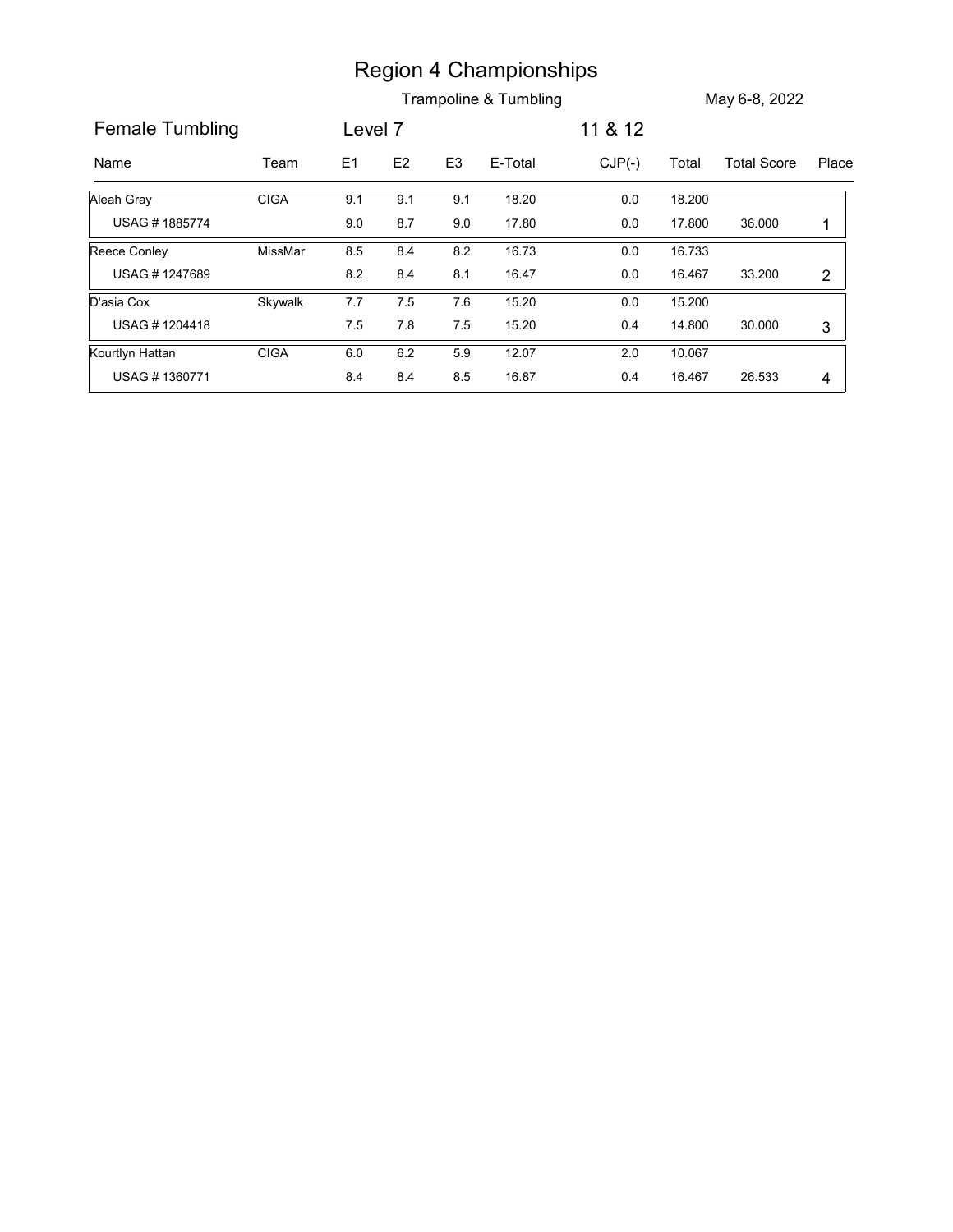# Region 4 Championships

Trampoline & Tumbling

May 6-8, 2022

**Female Tumbling** | **Level 7** | **11 & 12**

| Name | Team | E1 | E2 | E3 | E-Total | CJP(-) | Total | Total Score | Place |
|---|---|---|---|---|---|---|---|---|---|
| Aleah Gray | CIGA | 9.1 | 9.1 | 9.1 | 18.20 | 0.0 | 18.200 | | |
| USAG # 1885774 | | 9.0 | 8.7 | 9.0 | 17.80 | 0.0 | 17.800 | 36.000 | 1 |
| Reece Conley | MissMar | 8.5 | 8.4 | 8.2 | 16.73 | 0.0 | 16.733 | | |
| USAG # 1247689 | | 8.2 | 8.4 | 8.1 | 16.47 | 0.0 | 16.467 | 33.200 | 2 |
| D'asia Cox | Skywalk | 7.7 | 7.5 | 7.6 | 15.20 | 0.0 | 15.200 | | |
| USAG # 1204418 | | 7.5 | 7.8 | 7.5 | 15.20 | 0.4 | 14.800 | 30.000 | 3 |
| Kourtlyn Hattan | CIGA | 6.0 | 6.2 | 5.9 | 12.07 | 2.0 | 10.067 | | |
| USAG # 1360771 | | 8.4 | 8.4 | 8.5 | 16.87 | 0.4 | 16.467 | 26.533 | 4 |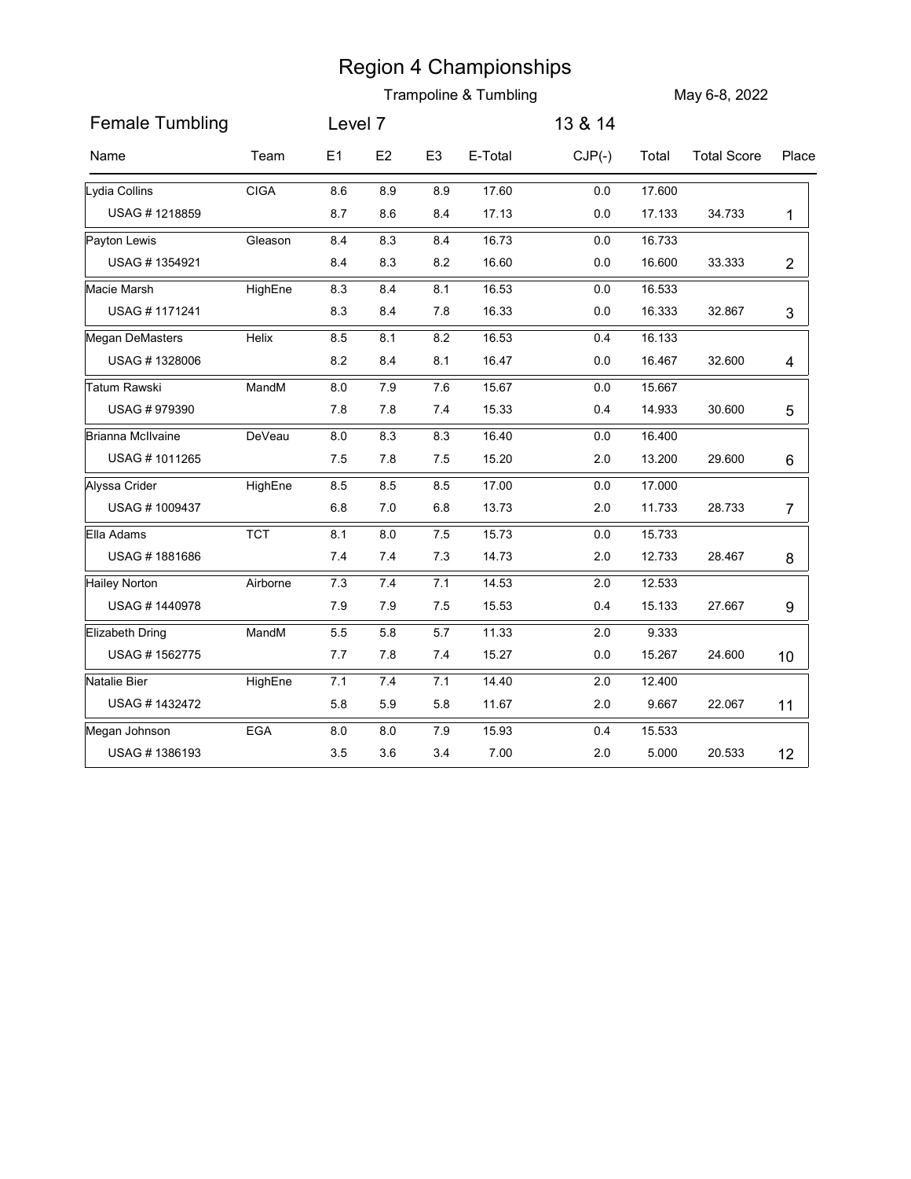# Region 4 Championships

Trampoline & Tumbling

May 6-8, 2022

## Female Tumbling — Level 7 — 13 & 14

| Name | Team | E1 | E2 | E3 | E-Total | CJP(-) | Total | Total Score | Place |
|---|---|---|---|---|---|---|---|---|---|
| Lydia Collins | CIGA | 8.6 | 8.9 | 8.9 | 17.60 | 0.0 | 17.600 | | |
| USAG # 1218859 | | 8.7 | 8.6 | 8.4 | 17.13 | 0.0 | 17.133 | 34.733 | 1 |
| Payton Lewis | Gleason | 8.4 | 8.3 | 8.4 | 16.73 | 0.0 | 16.733 | | |
| USAG # 1354921 | | 8.4 | 8.3 | 8.2 | 16.60 | 0.0 | 16.600 | 33.333 | 2 |
| Macie Marsh | HighEne | 8.3 | 8.4 | 8.1 | 16.53 | 0.0 | 16.533 | | |
| USAG # 1171241 | | 8.3 | 8.4 | 7.8 | 16.33 | 0.0 | 16.333 | 32.867 | 3 |
| Megan DeMasters | Helix | 8.5 | 8.1 | 8.2 | 16.53 | 0.4 | 16.133 | | |
| USAG # 1328006 | | 8.2 | 8.4 | 8.1 | 16.47 | 0.0 | 16.467 | 32.600 | 4 |
| Tatum Rawski | MandM | 8.0 | 7.9 | 7.6 | 15.67 | 0.0 | 15.667 | | |
| USAG # 979390 | | 7.8 | 7.8 | 7.4 | 15.33 | 0.4 | 14.933 | 30.600 | 5 |
| Brianna McIlvaine | DeVeau | 8.0 | 8.3 | 8.3 | 16.40 | 0.0 | 16.400 | | |
| USAG # 1011265 | | 7.5 | 7.8 | 7.5 | 15.20 | 2.0 | 13.200 | 29.600 | 6 |
| Alyssa Crider | HighEne | 8.5 | 8.5 | 8.5 | 17.00 | 0.0 | 17.000 | | |
| USAG # 1009437 | | 6.8 | 7.0 | 6.8 | 13.73 | 2.0 | 11.733 | 28.733 | 7 |
| Ella Adams | TCT | 8.1 | 8.0 | 7.5 | 15.73 | 0.0 | 15.733 | | |
| USAG # 1881686 | | 7.4 | 7.4 | 7.3 | 14.73 | 2.0 | 12.733 | 28.467 | 8 |
| Hailey Norton | Airborne | 7.3 | 7.4 | 7.1 | 14.53 | 2.0 | 12.533 | | |
| USAG # 1440978 | | 7.9 | 7.9 | 7.5 | 15.53 | 0.4 | 15.133 | 27.667 | 9 |
| Elizabeth Dring | MandM | 5.5 | 5.8 | 5.7 | 11.33 | 2.0 | 9.333 | | |
| USAG # 1562775 | | 7.7 | 7.8 | 7.4 | 15.27 | 0.0 | 15.267 | 24.600 | 10 |
| Natalie Bier | HighEne | 7.1 | 7.4 | 7.1 | 14.40 | 2.0 | 12.400 | | |
| USAG # 1432472 | | 5.8 | 5.9 | 5.8 | 11.67 | 2.0 | 9.667 | 22.067 | 11 |
| Megan Johnson | EGA | 8.0 | 8.0 | 7.9 | 15.93 | 0.4 | 15.533 | | |
| USAG # 1386193 | | 3.5 | 3.6 | 3.4 | 7.00 | 2.0 | 5.000 | 20.533 | 12 |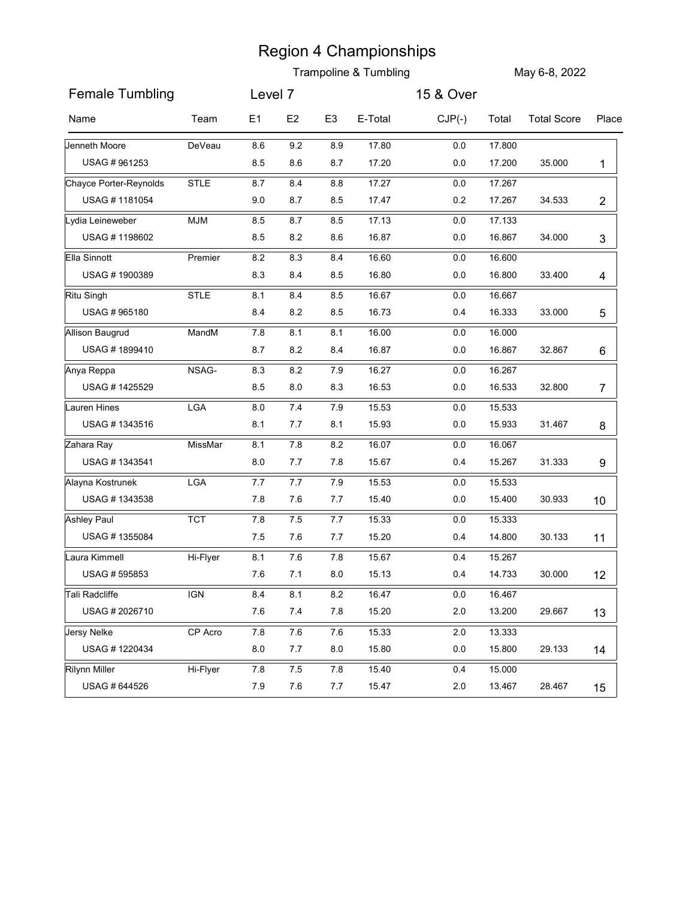# Region 4 Championships

Trampoline & Tumbling

May 6-8, 2022

## Female Tumbling

Level 7

15 & Over

| Name | Team | E1 | E2 | E3 | E-Total | CJP(-) | Total | Total Score | Place |
|---|---|---|---|---|---|---|---|---|---|
| Jenneth Moore | DeVeau | 8.6 | 9.2 | 8.9 | 17.80 | 0.0 | 17.800 | | |
| USAG # 961253 | | 8.5 | 8.6 | 8.7 | 17.20 | 0.0 | 17.200 | 35.000 | 1 |
| Chayce Porter-Reynolds | STLE | 8.7 | 8.4 | 8.8 | 17.27 | 0.0 | 17.267 | | |
| USAG # 1181054 | | 9.0 | 8.7 | 8.5 | 17.47 | 0.2 | 17.267 | 34.533 | 2 |
| Lydia Leineweber | MJM | 8.5 | 8.7 | 8.5 | 17.13 | 0.0 | 17.133 | | |
| USAG # 1198602 | | 8.5 | 8.2 | 8.6 | 16.87 | 0.0 | 16.867 | 34.000 | 3 |
| Ella Sinnott | Premier | 8.2 | 8.3 | 8.4 | 16.60 | 0.0 | 16.600 | | |
| USAG # 1900389 | | 8.3 | 8.4 | 8.5 | 16.80 | 0.0 | 16.800 | 33.400 | 4 |
| Ritu Singh | STLE | 8.1 | 8.4 | 8.5 | 16.67 | 0.0 | 16.667 | | |
| USAG # 965180 | | 8.4 | 8.2 | 8.5 | 16.73 | 0.4 | 16.333 | 33.000 | 5 |
| Allison Baugrud | MandM | 7.8 | 8.1 | 8.1 | 16.00 | 0.0 | 16.000 | | |
| USAG # 1899410 | | 8.7 | 8.2 | 8.4 | 16.87 | 0.0 | 16.867 | 32.867 | 6 |
| Anya Reppa | NSAG- | 8.3 | 8.2 | 7.9 | 16.27 | 0.0 | 16.267 | | |
| USAG # 1425529 | | 8.5 | 8.0 | 8.3 | 16.53 | 0.0 | 16.533 | 32.800 | 7 |
| Lauren Hines | LGA | 8.0 | 7.4 | 7.9 | 15.53 | 0.0 | 15.533 | | |
| USAG # 1343516 | | 8.1 | 7.7 | 8.1 | 15.93 | 0.0 | 15.933 | 31.467 | 8 |
| Zahara Ray | MissMar | 8.1 | 7.8 | 8.2 | 16.07 | 0.0 | 16.067 | | |
| USAG # 1343541 | | 8.0 | 7.7 | 7.8 | 15.67 | 0.4 | 15.267 | 31.333 | 9 |
| Alayna Kostrunek | LGA | 7.7 | 7.7 | 7.9 | 15.53 | 0.0 | 15.533 | | |
| USAG # 1343538 | | 7.8 | 7.6 | 7.7 | 15.40 | 0.0 | 15.400 | 30.933 | 10 |
| Ashley Paul | TCT | 7.8 | 7.5 | 7.7 | 15.33 | 0.0 | 15.333 | | |
| USAG # 1355084 | | 7.5 | 7.6 | 7.7 | 15.20 | 0.4 | 14.800 | 30.133 | 11 |
| Laura Kimmell | Hi-Flyer | 8.1 | 7.6 | 7.8 | 15.67 | 0.4 | 15.267 | | |
| USAG # 595853 | | 7.6 | 7.1 | 8.0 | 15.13 | 0.4 | 14.733 | 30.000 | 12 |
| Tali Radcliffe | IGN | 8.4 | 8.1 | 8.2 | 16.47 | 0.0 | 16.467 | | |
| USAG # 2026710 | | 7.6 | 7.4 | 7.8 | 15.20 | 2.0 | 13.200 | 29.667 | 13 |
| Jersy Nelke | CP Acro | 7.8 | 7.6 | 7.6 | 15.33 | 2.0 | 13.333 | | |
| USAG # 1220434 | | 8.0 | 7.7 | 8.0 | 15.80 | 0.0 | 15.800 | 29.133 | 14 |
| Rilynn Miller | Hi-Flyer | 7.8 | 7.5 | 7.8 | 15.40 | 0.4 | 15.000 | | |
| USAG # 644526 | | 7.9 | 7.6 | 7.7 | 15.47 | 2.0 | 13.467 | 28.467 | 15 |